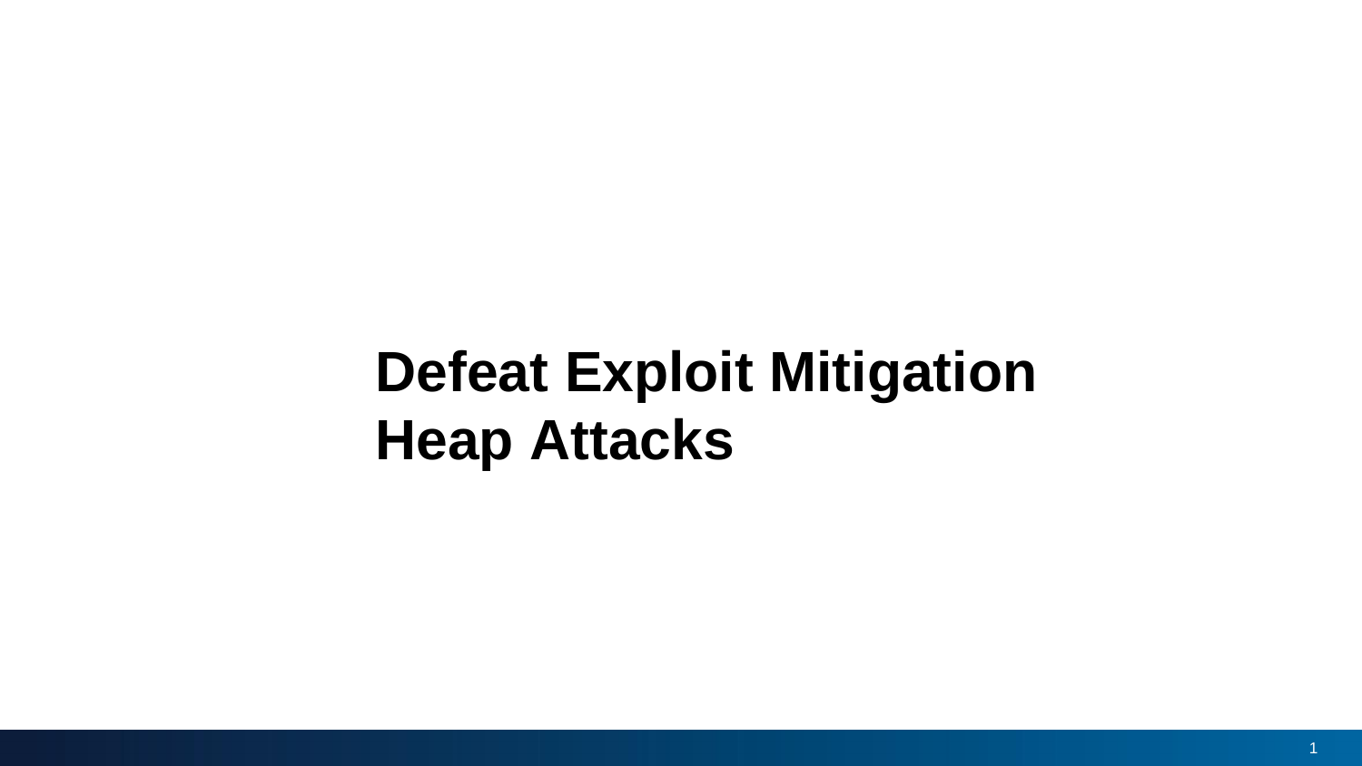# Defeat Exploit Mitigation
# Heap Attacks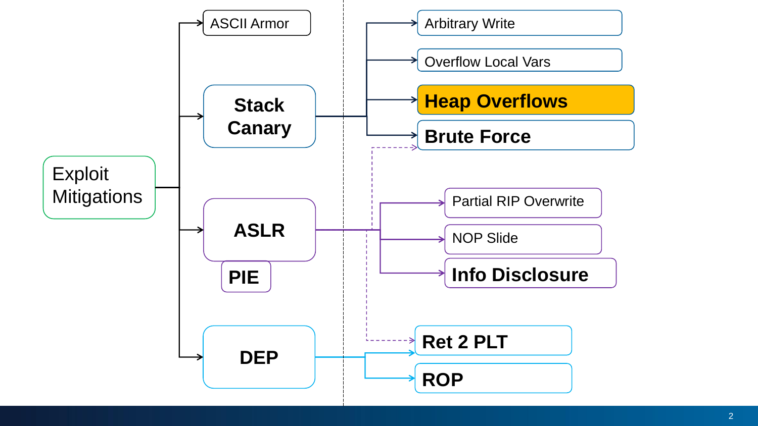- Exploit Mitigations
  - ASCII Armor
  - Stack Canary
    - Arbitrary Write
    - Overflow Local Vars
    - **Heap Overflows**
    - **Brute Force**
  - ASLR
    - PIE
    - Partial RIP Overwrite
    - NOP Slide
    - **Info Disclosure**
  - DEP
    - **Ret 2 PLT**
    - **ROP**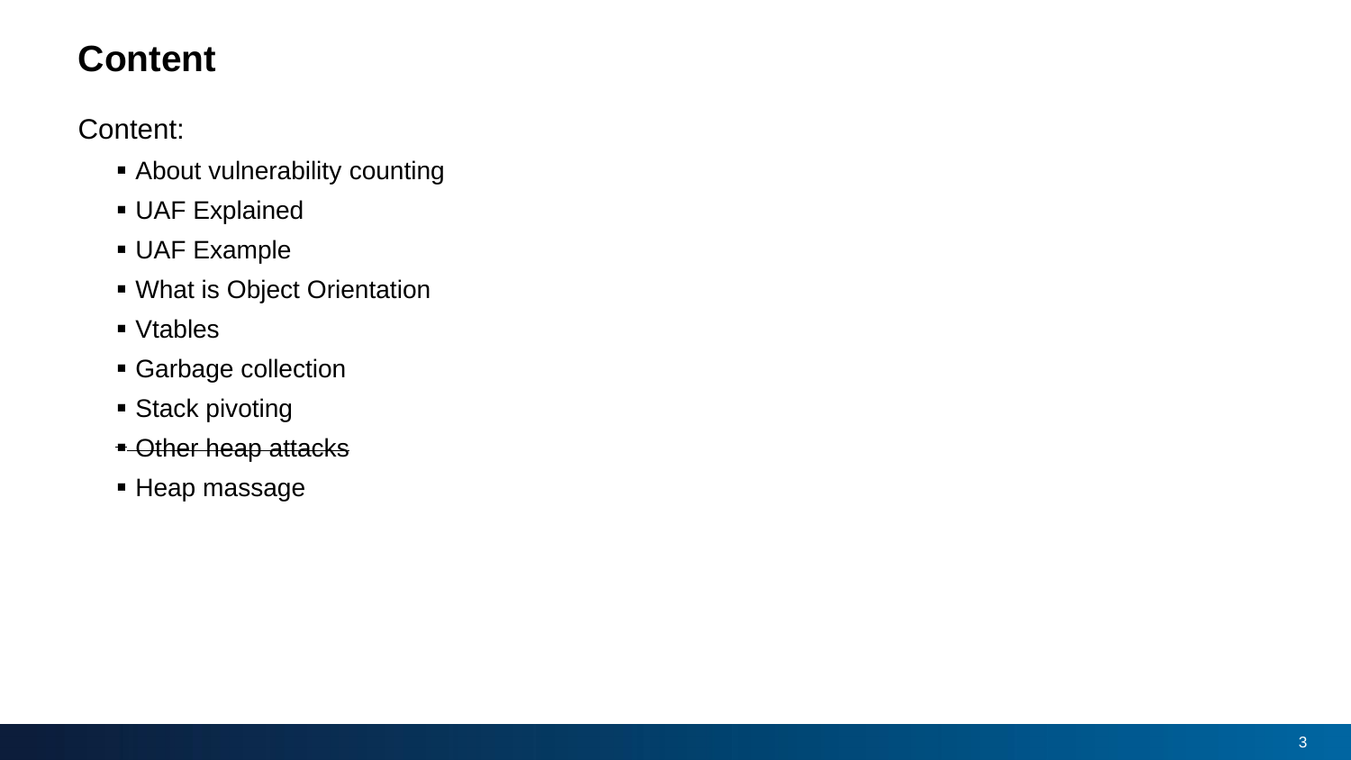# Content

Content:

- About vulnerability counting
- UAF Explained
- UAF Example
- What is Object Orientation
- Vtables
- Garbage collection
- Stack pivoting
- ~~Other heap attacks~~
- Heap massage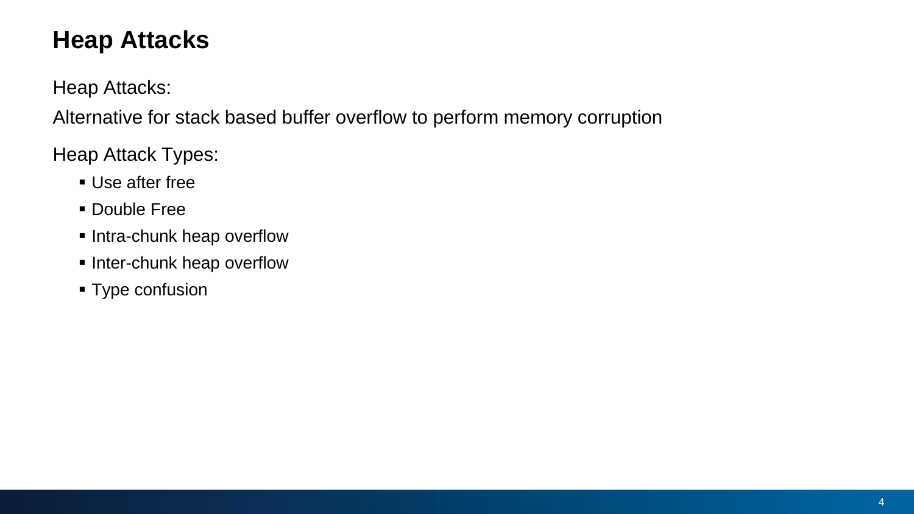# Heap Attacks

Heap Attacks:

Alternative for stack based buffer overflow to perform memory corruption

Heap Attack Types:

- Use after free
- Double Free
- Intra-chunk heap overflow
- Inter-chunk heap overflow
- Type confusion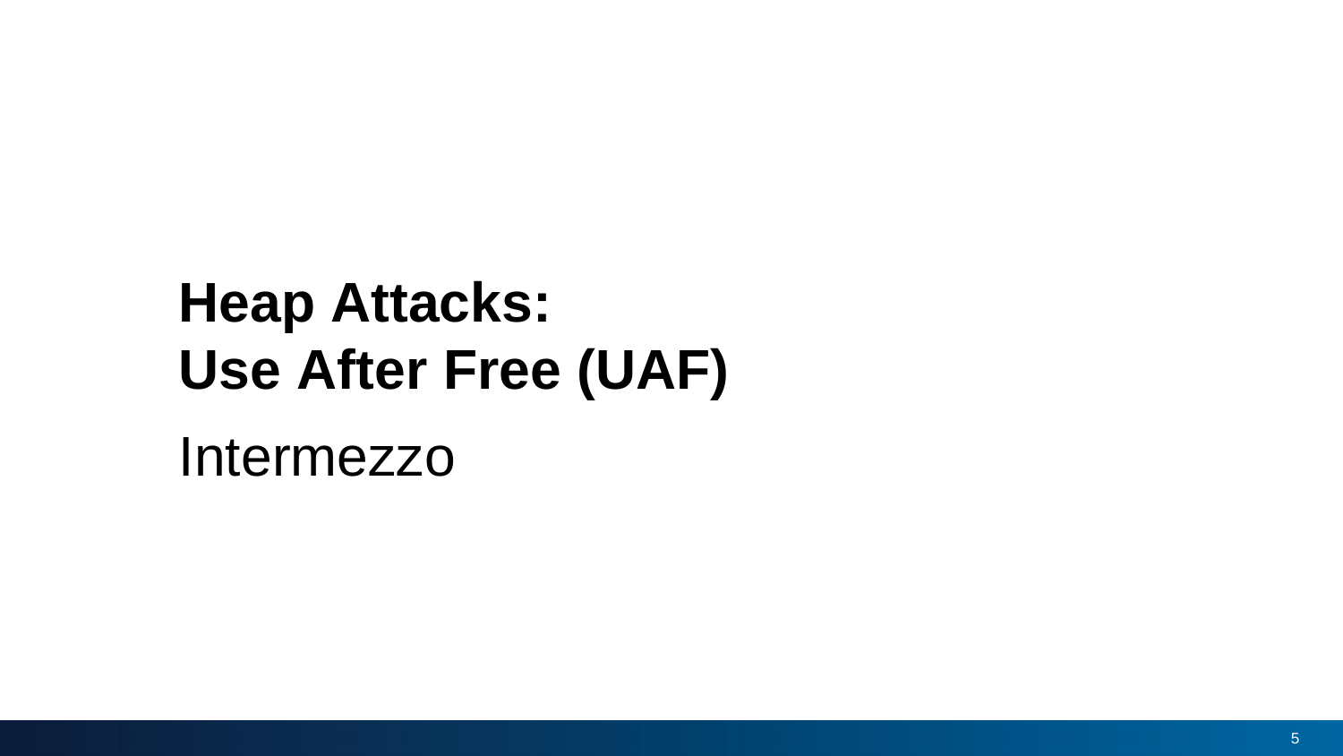# Heap Attacks:
# Use After Free (UAF)

Intermezzo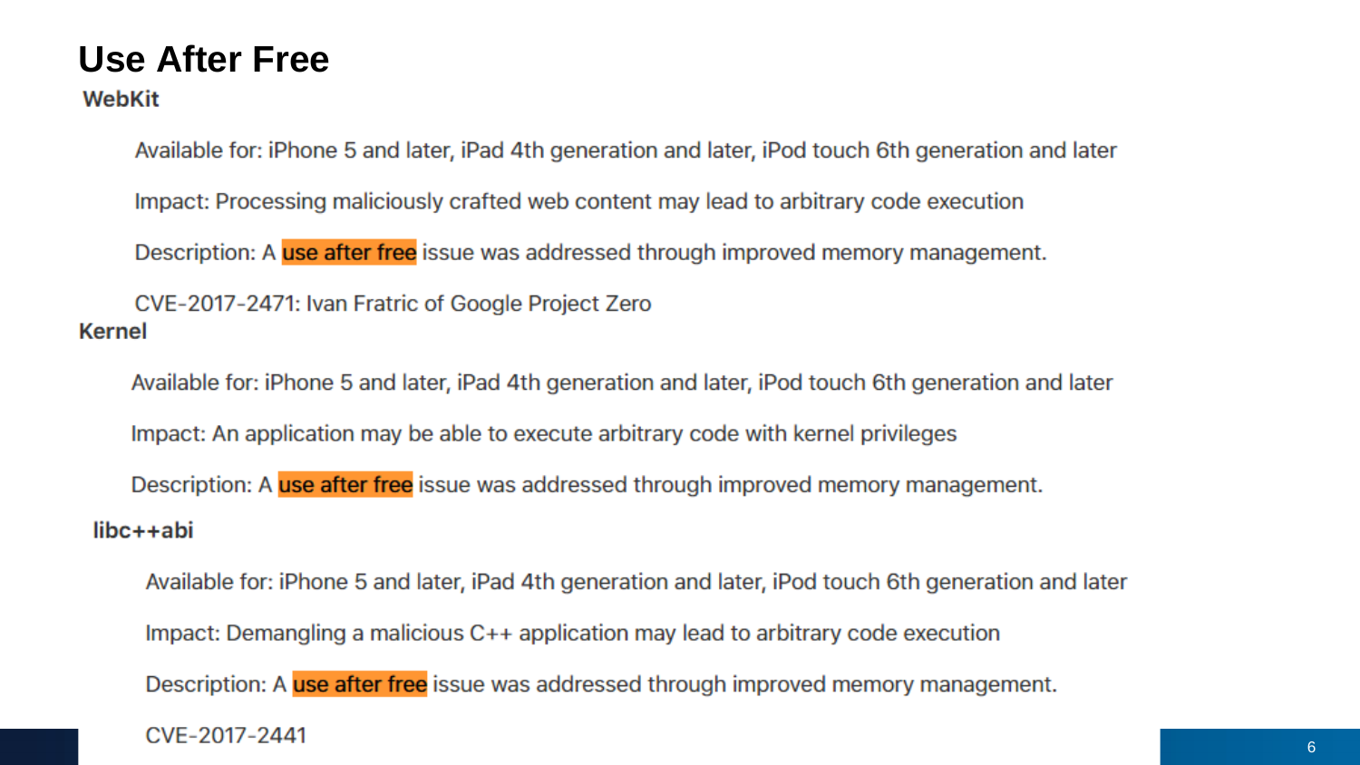# Use After Free

**WebKit**

Available for: iPhone 5 and later, iPad 4th generation and later, iPod touch 6th generation and later

Impact: Processing maliciously crafted web content may lead to arbitrary code execution

Description: A use after free issue was addressed through improved memory management.

CVE-2017-2471: Ivan Fratric of Google Project Zero

**Kernel**

Available for: iPhone 5 and later, iPad 4th generation and later, iPod touch 6th generation and later

Impact: An application may be able to execute arbitrary code with kernel privileges

Description: A use after free issue was addressed through improved memory management.

**libc++abi**

Available for: iPhone 5 and later, iPad 4th generation and later, iPod touch 6th generation and later

Impact: Demangling a malicious C++ application may lead to arbitrary code execution

Description: A use after free issue was addressed through improved memory management.

CVE-2017-2441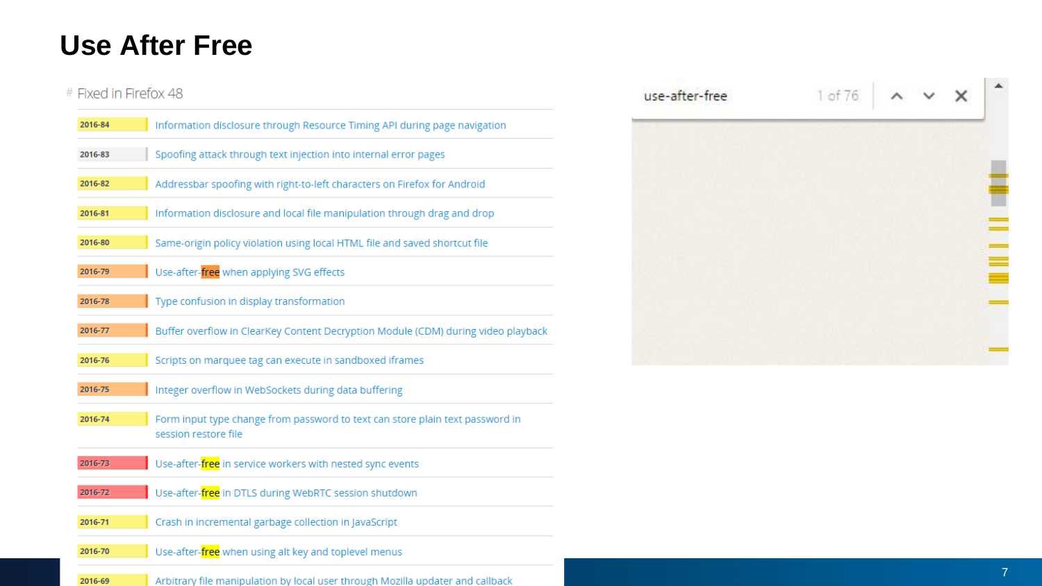# Use After Free

## Fixed in Firefox 48

| ID | Title |
| --- | --- |
| 2016-84 | Information disclosure through Resource Timing API during page navigation |
| 2016-83 | Spoofing attack through text injection into internal error pages |
| 2016-82 | Addressbar spoofing with right-to-left characters on Firefox for Android |
| 2016-81 | Information disclosure and local file manipulation through drag and drop |
| 2016-80 | Same-origin policy violation using local HTML file and saved shortcut file |
| 2016-79 | Use-after-free when applying SVG effects |
| 2016-78 | Type confusion in display transformation |
| 2016-77 | Buffer overflow in ClearKey Content Decryption Module (CDM) during video playback |
| 2016-76 | Scripts on marquee tag can execute in sandboxed iframes |
| 2016-75 | Integer overflow in WebSockets during data buffering |
| 2016-74 | Form input type change from password to text can store plain text password in session restore file |
| 2016-73 | Use-after-free in service workers with nested sync events |
| 2016-72 | Use-after-free in DTLS during WebRTC session shutdown |
| 2016-71 | Crash in incremental garbage collection in JavaScript |
| 2016-70 | Use-after-free when using alt key and toplevel menus |
| 2016-69 | Arbitrary file manipulation by local user through Mozilla updater and callback |

use-after-free 1 of 76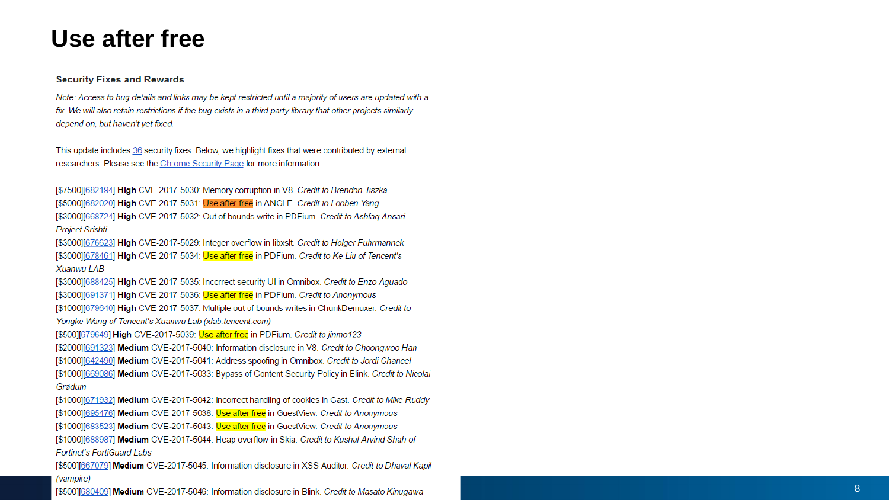# Use after free

### Security Fixes and Rewards

*Note: Access to bug details and links may be kept restricted until a majority of users are updated with a fix. We will also retain restrictions if the bug exists in a third party library that other projects similarly depend on, but haven't yet fixed*

This update includes 36 security fixes. Below, we highlight fixes that were contributed by external researchers. Please see the Chrome Security Page for more information.

[$7500][682194] **High** CVE-2017-5030: Memory corruption in V8. *Credit to Brendon Tiszka*
[$5000][682020] **High** CVE-2017-5031: Use after free in ANGLE. *Credit to Looben Yang*
[$3000][668724] **High** CVE-2017-5032: Out of bounds write in PDFium. *Credit to Ashfaq Ansari - Project Srishti*
[$3000][676623] **High** CVE-2017-5029: Integer overflow in libxslt. *Credit to Holger Fuhrmannek*
[$3000][678461] **High** CVE-2017-5034: Use after free in PDFium. *Credit to Ke Liu of Tencent's Xuanwu LAB*
[$3000][688425] **High** CVE-2017-5035: Incorrect security UI in Omnibox. *Credit to Enzo Aguado*
[$3000][691371] **High** CVE-2017-5036: Use after free in PDFium. *Credit to Anonymous*
[$1000][679640] **High** CVE-2017-5037: Multiple out of bounds writes in ChunkDemuxer. *Credit to Yongke Wang of Tencent's Xuanwu Lab (xlab.tencent.com)*
[$500][679649] **High** CVE-2017-5039: Use after free in PDFium. *Credit to jinmo123*
[$2000][691323] **Medium** CVE-2017-5040: Information disclosure in V8. *Credit to Choongwoo Han*
[$1000][642490] **Medium** CVE-2017-5041: Address spoofing in Omnibox. *Credit to Jordi Chancel*
[$1000][669086] **Medium** CVE-2017-5033: Bypass of Content Security Policy in Blink. *Credit to Nicolai Grødum*
[$1000][671932] **Medium** CVE-2017-5042: Incorrect handling of cookies in Cast. *Credit to Mike Ruddy*
[$1000][695476] **Medium** CVE-2017-5038: Use after free in GuestView. *Credit to Anonymous*
[$1000][683523] **Medium** CVE-2017-5043: Use after free in GuestView. *Credit to Anonymous*
[$1000][688987] **Medium** CVE-2017-5044: Heap overflow in Skia. *Credit to Kushal Arvind Shah of Fortinet's FortiGuard Labs*
[$500][667079] **Medium** CVE-2017-5045: Information disclosure in XSS Auditor. *Credit to Dhaval Kapil (vampire)*
[$500][680409] **Medium** CVE-2017-5046: Information disclosure in Blink. *Credit to Masato Kinugawa*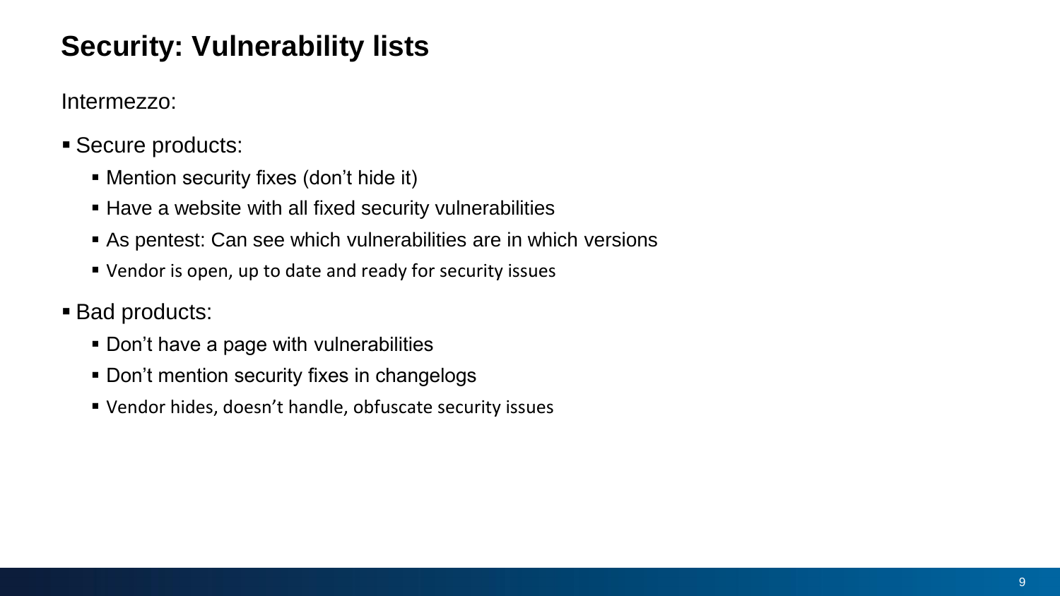# Security: Vulnerability lists

Intermezzo:

- Secure products:
  - Mention security fixes (don't hide it)
  - Have a website with all fixed security vulnerabilities
  - As pentest: Can see which vulnerabilities are in which versions
  - Vendor is open, up to date and ready for security issues
- Bad products:
  - Don't have a page with vulnerabilities
  - Don't mention security fixes in changelogs
  - Vendor hides, doesn't handle, obfuscate security issues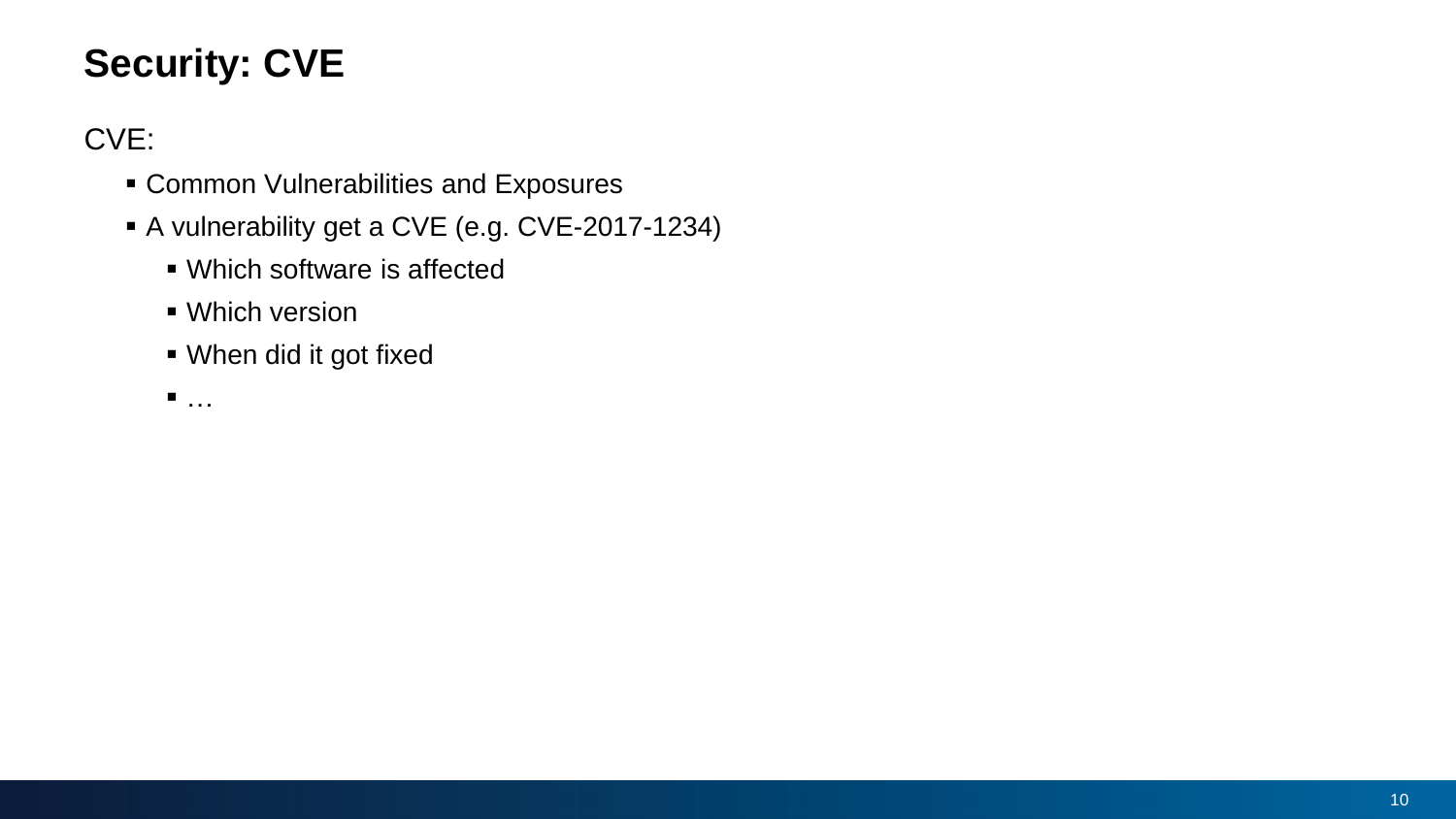# Security: CVE

CVE:

- Common Vulnerabilities and Exposures
- A vulnerability get a CVE (e.g. CVE-2017-1234)
  - Which software is affected
  - Which version
  - When did it got fixed
  - …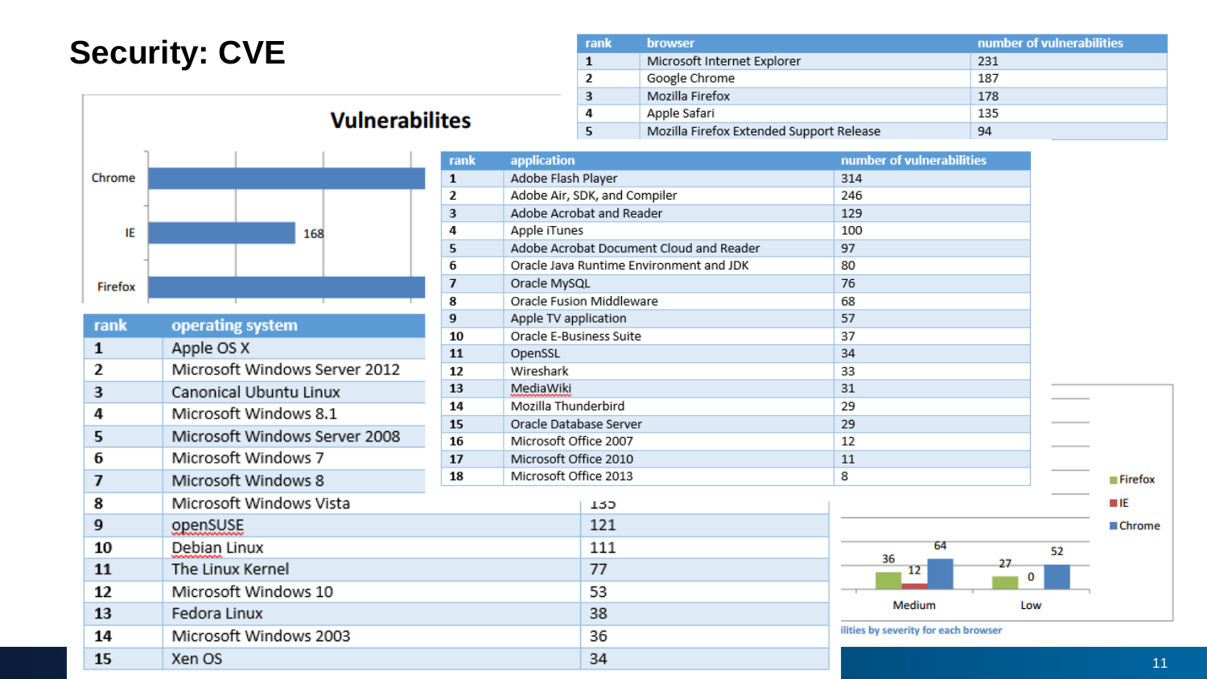# Security: CVE

| rank | browser | number of vulnerabilities |
|---|---|---|
| 1 | Microsoft Internet Explorer | 231 |
| 2 | Google Chrome | 187 |
| 3 | Mozilla Firefox | 178 |
| 4 | Apple Safari | 135 |
| 5 | Mozilla Firefox Extended Support Release | 94 |

**Vulnerabilites**

Chrome

IE 168

Firefox

| rank | application | number of vulnerabilities |
|---|---|---|
| 1 | Adobe Flash Player | 314 |
| 2 | Adobe Air, SDK, and Compiler | 246 |
| 3 | Adobe Acrobat and Reader | 129 |
| 4 | Apple iTunes | 100 |
| 5 | Adobe Acrobat Document Cloud and Reader | 97 |
| 6 | Oracle Java Runtime Environment and JDK | 80 |
| 7 | Oracle MySQL | 76 |
| 8 | Oracle Fusion Middleware | 68 |
| 9 | Apple TV application | 57 |
| 10 | Oracle E-Business Suite | 37 |
| 11 | OpenSSL | 34 |
| 12 | Wireshark | 33 |
| 13 | MediaWiki | 31 |
| 14 | Mozilla Thunderbird | 29 |
| 15 | Oracle Database Server | 29 |
| 16 | Microsoft Office 2007 | 12 |
| 17 | Microsoft Office 2010 | 11 |
| 18 | Microsoft Office 2013 | 8 |

| rank | operating system | |
|---|---|---|
| 1 | Apple OS X | |
| 2 | Microsoft Windows Server 2012 | |
| 3 | Canonical Ubuntu Linux | |
| 4 | Microsoft Windows 8.1 | |
| 5 | Microsoft Windows Server 2008 | |
| 6 | Microsoft Windows 7 | |
| 7 | Microsoft Windows 8 | |
| 8 | Microsoft Windows Vista | 135 |
| 9 | openSUSE | 121 |
| 10 | Debian Linux | 111 |
| 11 | The Linux Kernel | 77 |
| 12 | Microsoft Windows 10 | 53 |
| 13 | Fedora Linux | 38 |
| 14 | Microsoft Windows 2003 | 36 |
| 15 | Xen OS | 34 |

| | Firefox | IE | Chrome |
|---|---|---|---|
| Medium | 36 | 12 | 64 |
| Low | 27 | 0 | 52 |

ilities by severity for each browser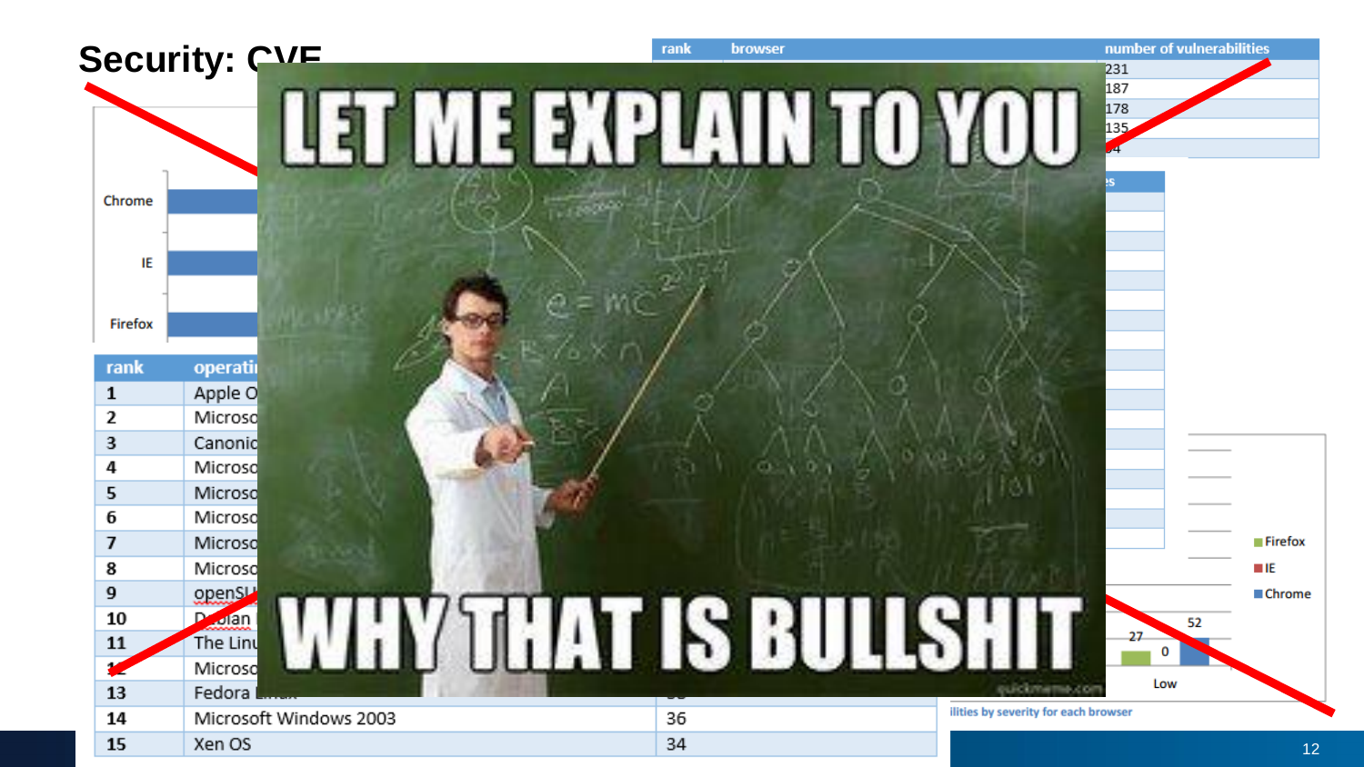# Security: CVE

LET ME EXPLAIN TO YOU

WHY THAT IS BULLSHIT

| rank | browser | number of vulnerabilities |
|---|---|---|
| | | 231 |
| | | 187 |
| | | 178 |
| | | 135 |
| | | 84 |

| rank | operating system | |
|---|---|---|
| 1 | Apple O | |
| 2 | Microso | |
| 3 | Canonic | |
| 4 | Microso | |
| 5 | Microso | |
| 6 | Microso | |
| 7 | Microso | |
| 8 | Microso | |
| 9 | openSU | |
| 10 | Debian | |
| 11 | The Linu | |
| 12 | Microso | |
| 13 | Fedora Linux | |
| 14 | Microsoft Windows 2003 | 36 |
| 15 | Xen OS | 34 |

Chrome
IE
Firefox

Firefox
IE
Chrome

27
0
52
Low

...ilities by severity for each browser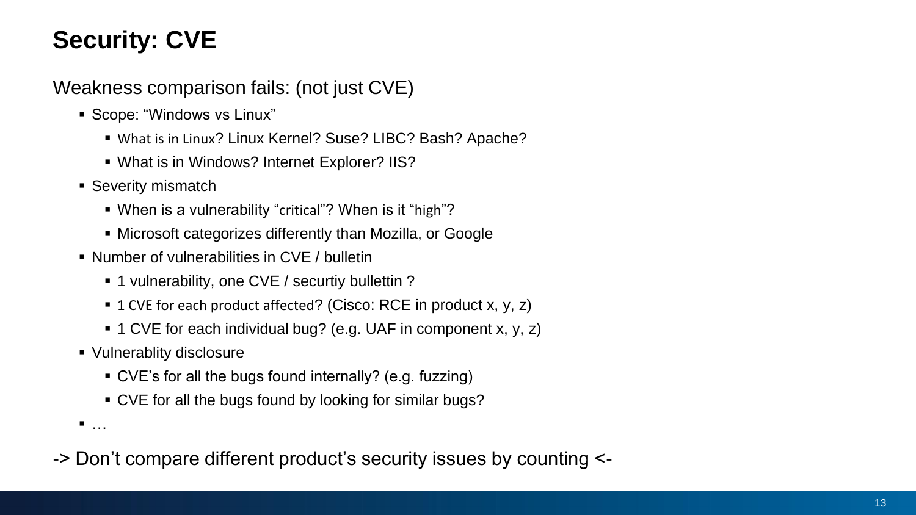# Security: CVE

Weakness comparison fails: (not just CVE)

- Scope: “Windows vs Linux”
  - What is in Linux? Linux Kernel? Suse? LIBC? Bash? Apache?
  - What is in Windows? Internet Explorer? IIS?
- Severity mismatch
  - When is a vulnerability “critical”? When is it “high”?
  - Microsoft categorizes differently than Mozilla, or Google
- Number of vulnerabilities in CVE / bulletin
  - 1 vulnerability, one CVE / securtiy bullettin ?
  - 1 CVE for each product affected? (Cisco: RCE in product x, y, z)
  - 1 CVE for each individual bug? (e.g. UAF in component x, y, z)
- Vulnerablity disclosure
  - CVE’s for all the bugs found internally? (e.g. fuzzing)
  - CVE for all the bugs found by looking for similar bugs?
- …

-> Don’t compare different product’s security issues by counting <-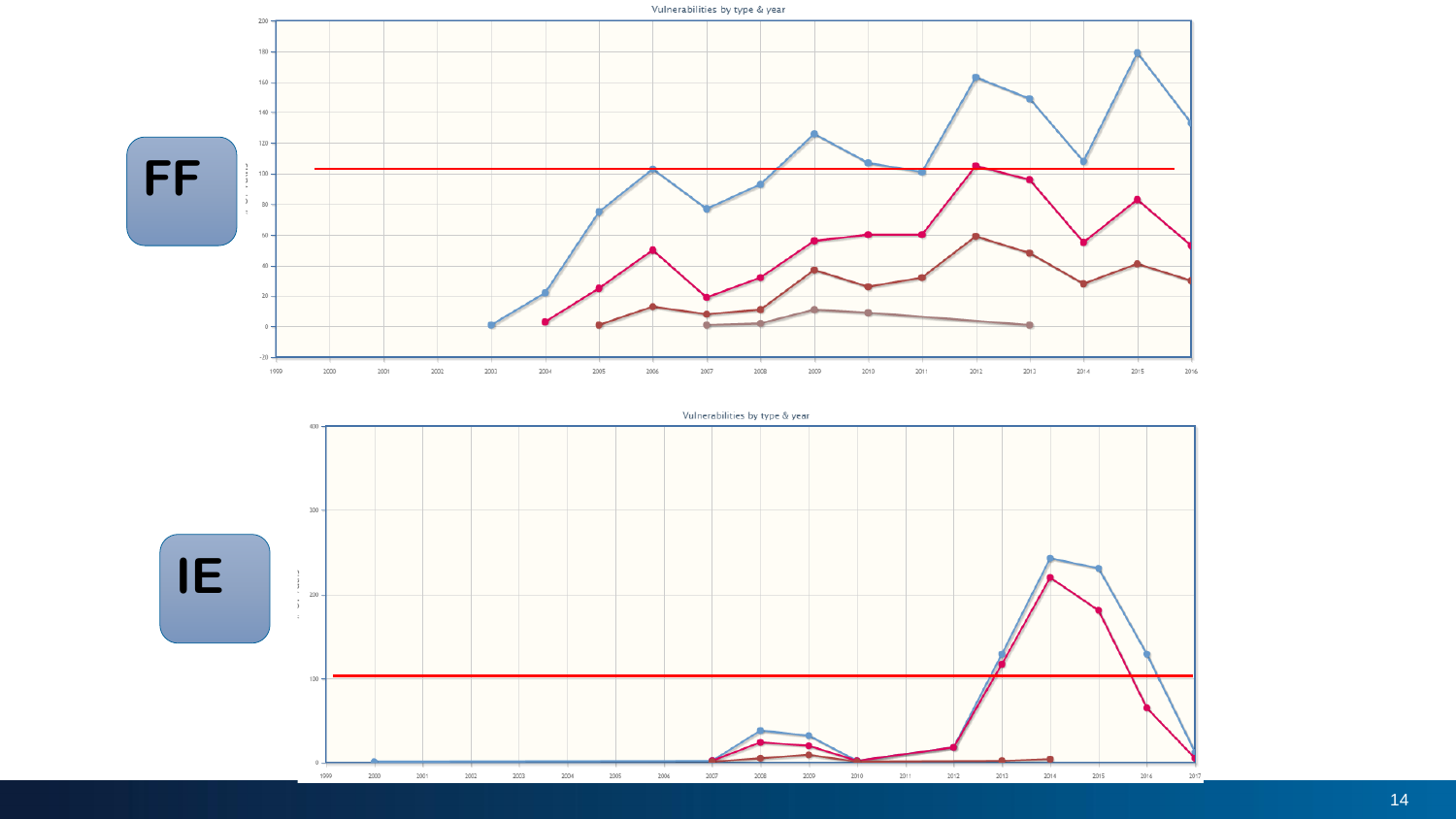FF

Vulnerabilities by type & year

IE

Vulnerabilities by type & year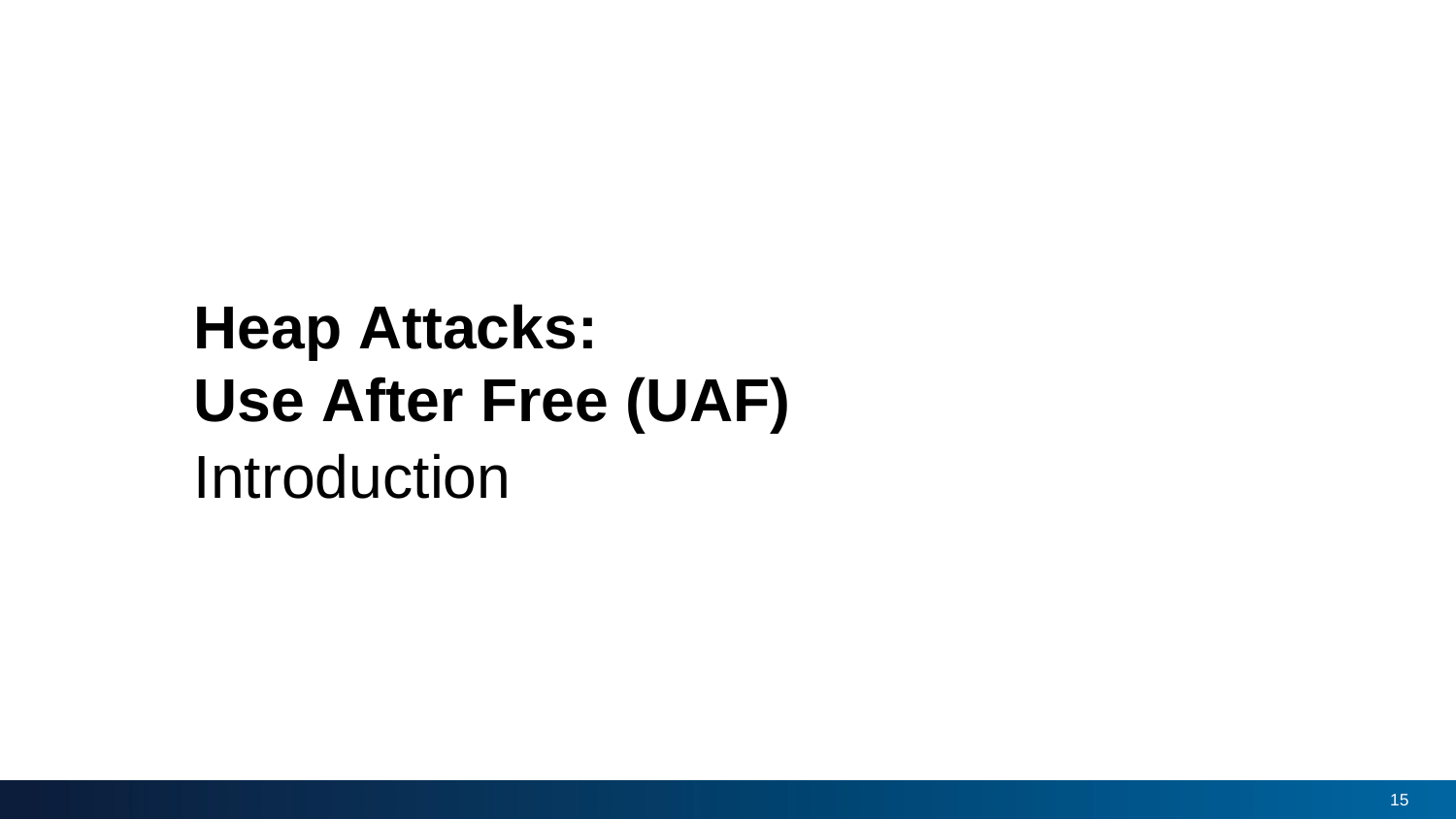# Heap Attacks:
# Use After Free (UAF)

Introduction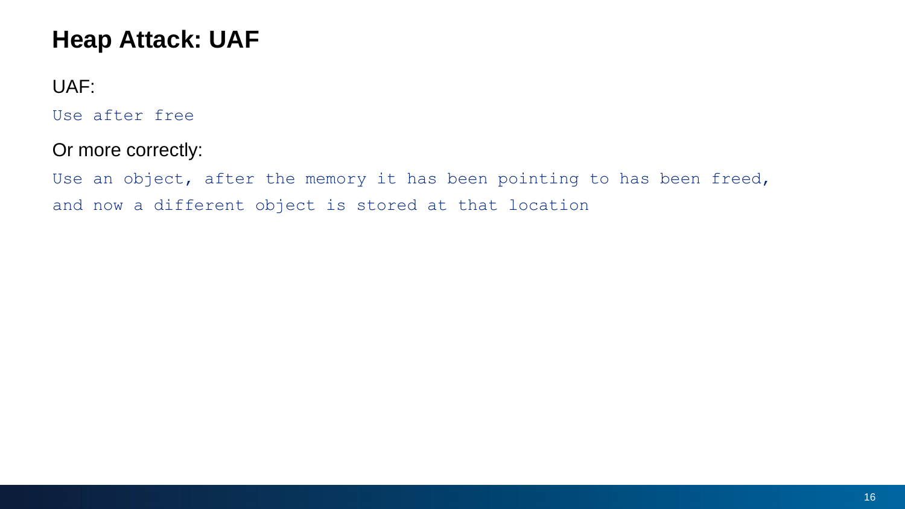# Heap Attack: UAF

UAF:

```
Use after free
```

Or more correctly:

```
Use an object, after the memory it has been pointing to has been freed,
and now a different object is stored at that location
```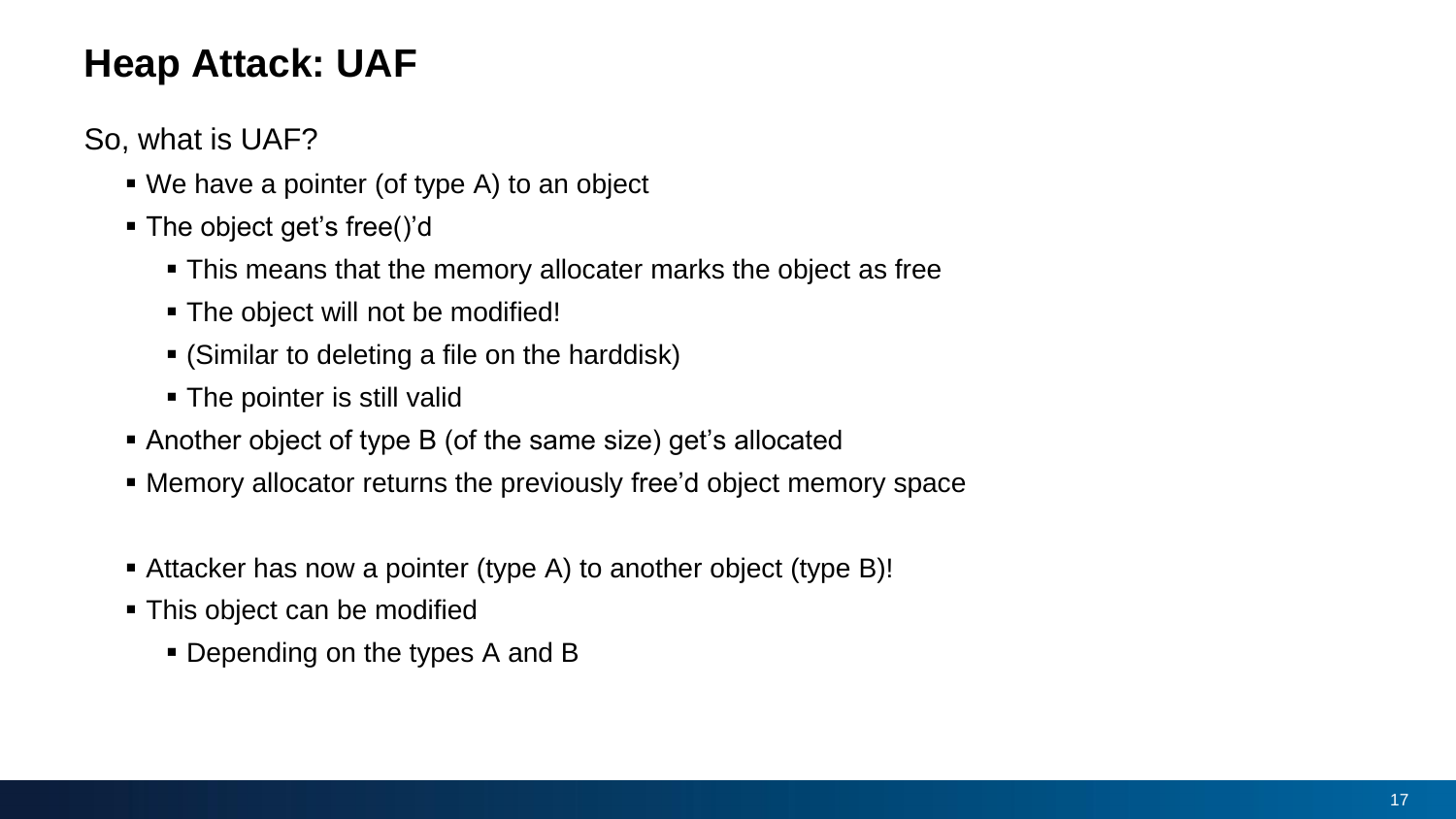# Heap Attack: UAF

So, what is UAF?

- We have a pointer (of type A) to an object
- The object get's free()'d
  - This means that the memory allocater marks the object as free
  - The object will not be modified!
  - (Similar to deleting a file on the harddisk)
  - The pointer is still valid
- Another object of type B (of the same size) get's allocated
- Memory allocator returns the previously free'd object memory space

- Attacker has now a pointer (type A) to another object (type B)!
- This object can be modified
  - Depending on the types A and B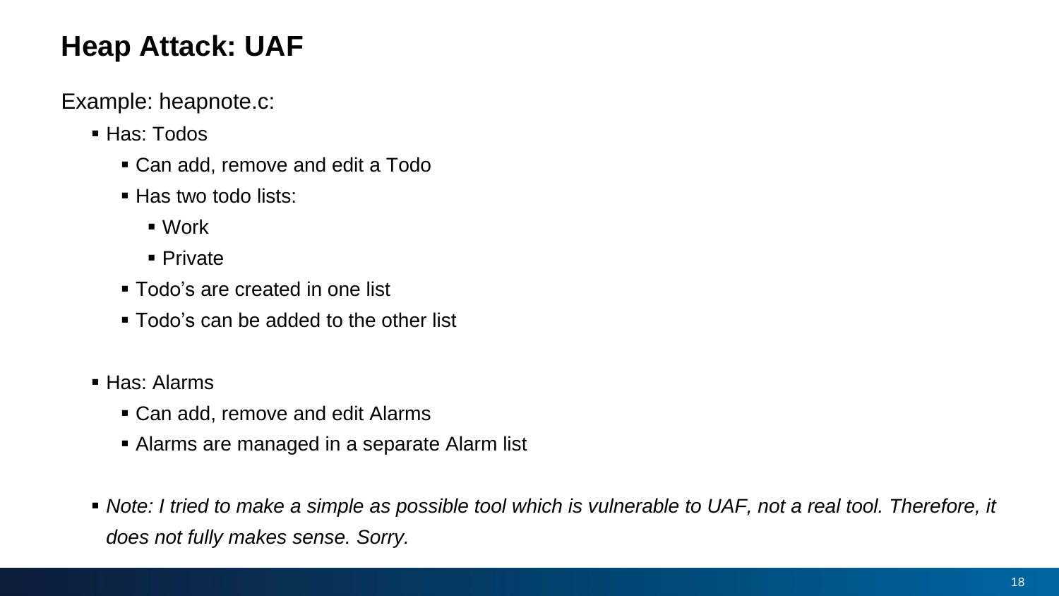# Heap Attack: UAF

Example: heapnote.c:

- Has: Todos
  - Can add, remove and edit a Todo
  - Has two todo lists:
    - Work
    - Private
  - Todo’s are created in one list
  - Todo’s can be added to the other list

- Has: Alarms
  - Can add, remove and edit Alarms
  - Alarms are managed in a separate Alarm list

- *Note: I tried to make a simple as possible tool which is vulnerable to UAF, not a real tool. Therefore, it does not fully makes sense. Sorry.*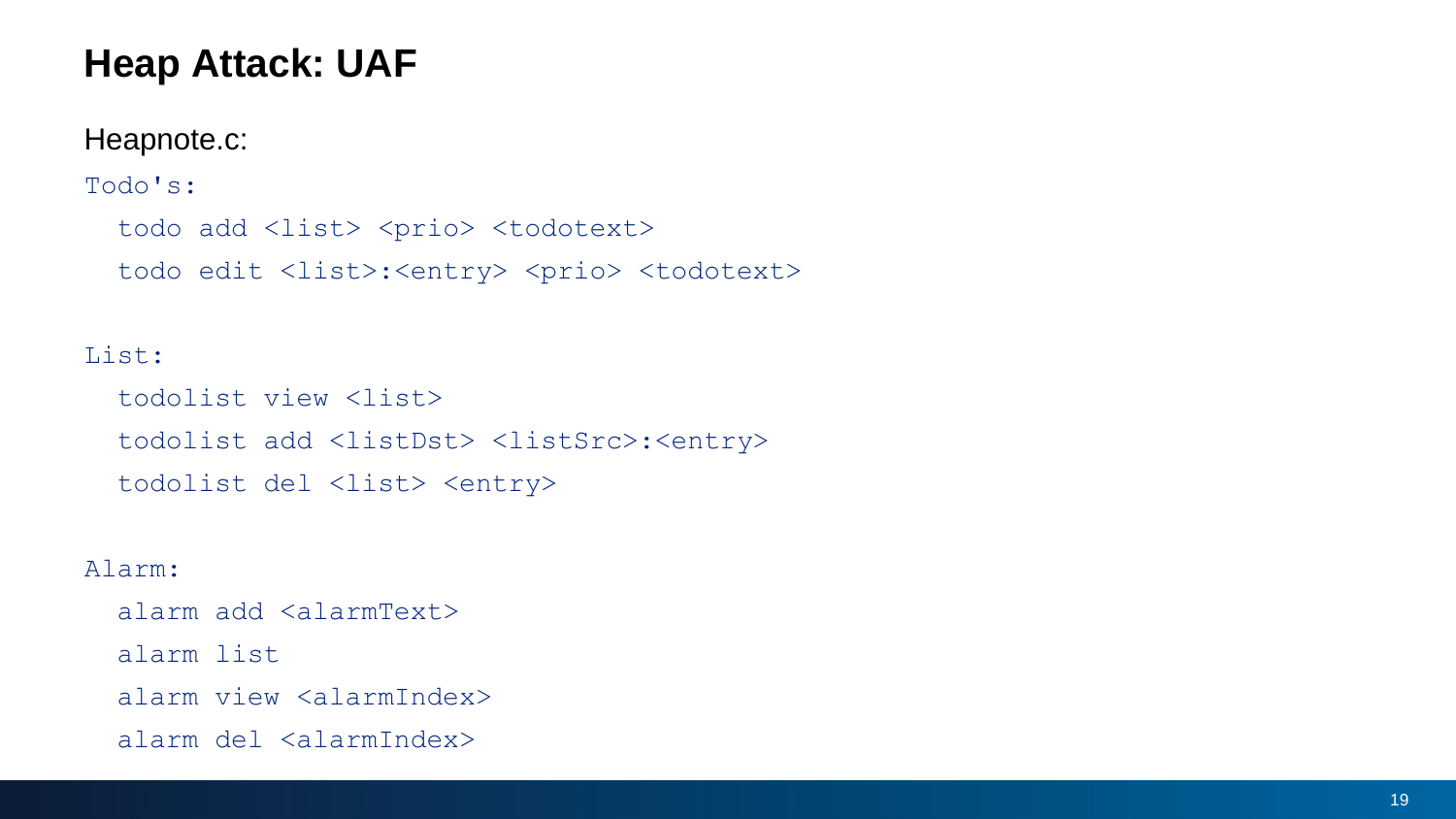# Heap Attack: UAF

Heapnote.c:

```
Todo's:
  todo add <list> <prio> <todotext>
  todo edit <list>:<entry> <prio> <todotext>

List:
  todolist view <list>
  todolist add <listDst> <listSrc>:<entry>
  todolist del <list> <entry>

Alarm:
  alarm add <alarmText>
  alarm list
  alarm view <alarmIndex>
  alarm del <alarmIndex>
```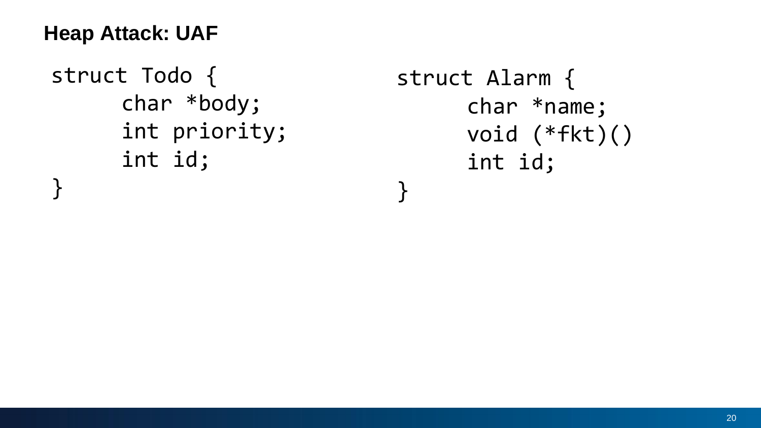# Heap Attack: UAF

```
struct Todo {
      char *body;
      int priority;
      int id;
}
```

```
struct Alarm {
      char *name;
      void (*fkt)()
      int id;
}
```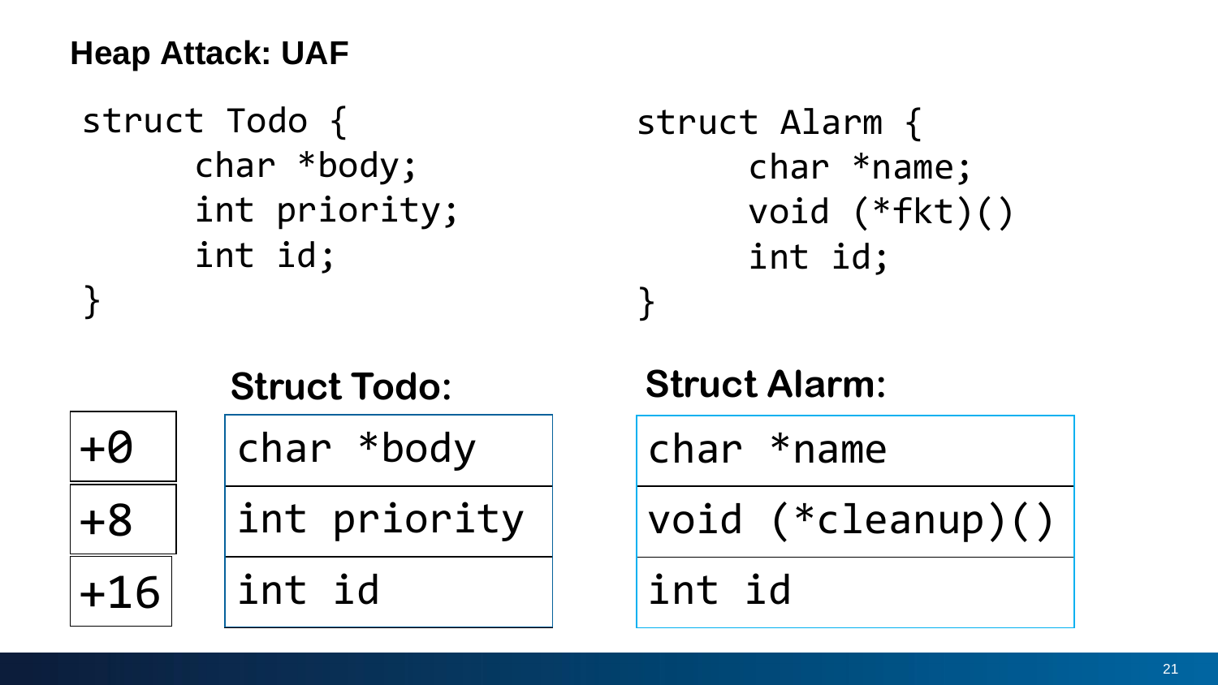## Heap Attack: UAF

```
struct Todo {
      char *body;
      int priority;
      int id;
}
```

```
struct Alarm {
      char *name;
      void (*fkt)()
      int id;
}
```

**Struct Todo:**

| Offset | Struct Todo |
| --- | --- |
| +0 | char *body |
| +8 | int priority |
| +16 | int id |

**Struct Alarm:**

| Struct Alarm |
| --- |
| char *name |
| void (*cleanup)() |
| int id |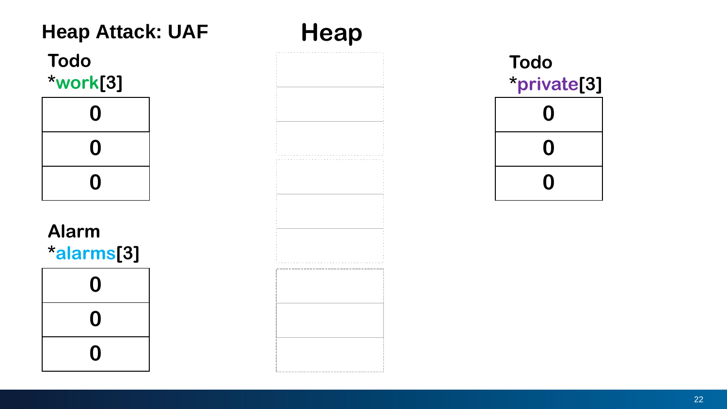## Heap Attack: UAF

# Heap

**Todo**
*work[3]

| 0 |
|---|
| 0 |
| 0 |

**Alarm**
*alarms[3]

| 0 |
|---|
| 0 |
| 0 |

**Todo**
*private[3]

| 0 |
|---|
| 0 |
| 0 |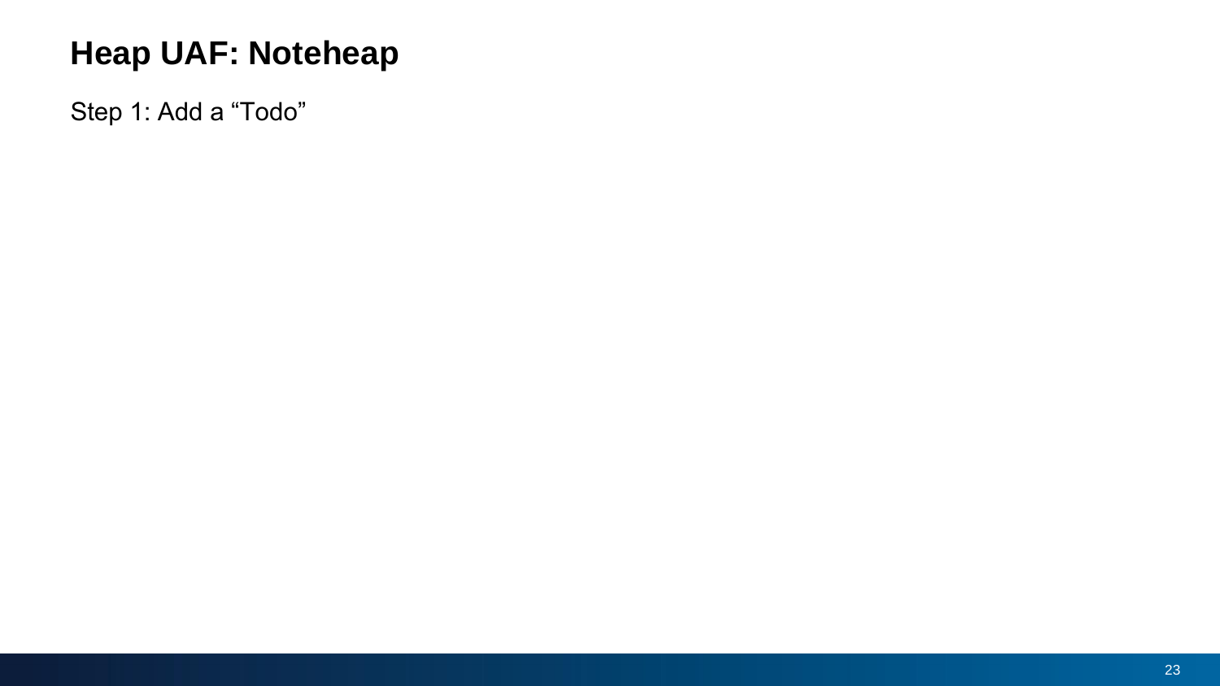# Heap UAF: Noteheap

Step 1: Add a “Todo”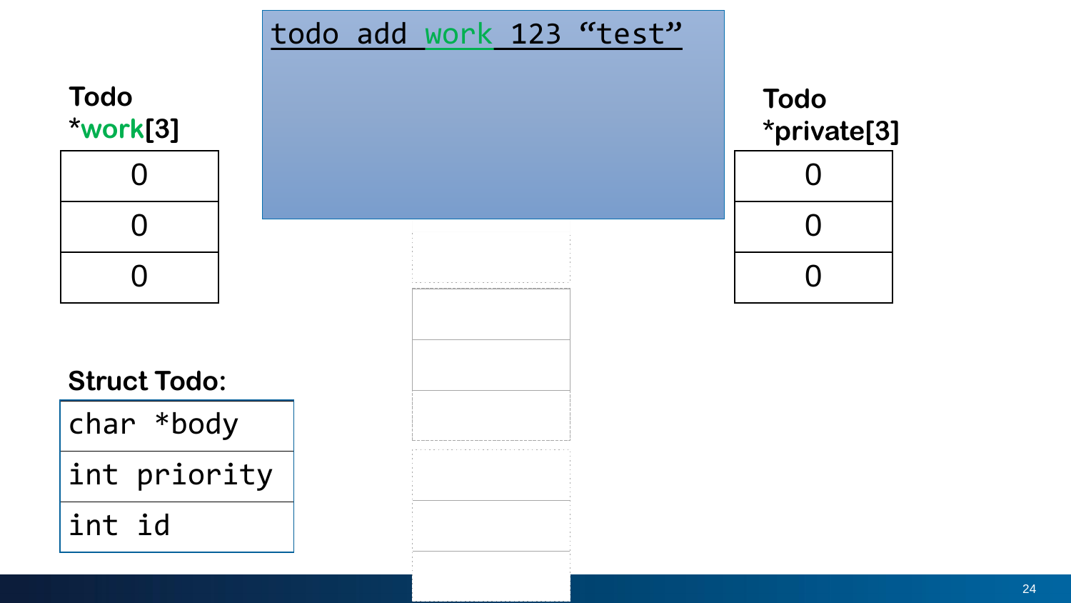```
todo add work 123 "test"
```

**Todo *work[3]**

| 0 |
|---|
| 0 |
| 0 |

**Todo *private[3]**

| 0 |
|---|
| 0 |
| 0 |

**Struct Todo:**

| char *body |
|---|
| int priority |
| int id |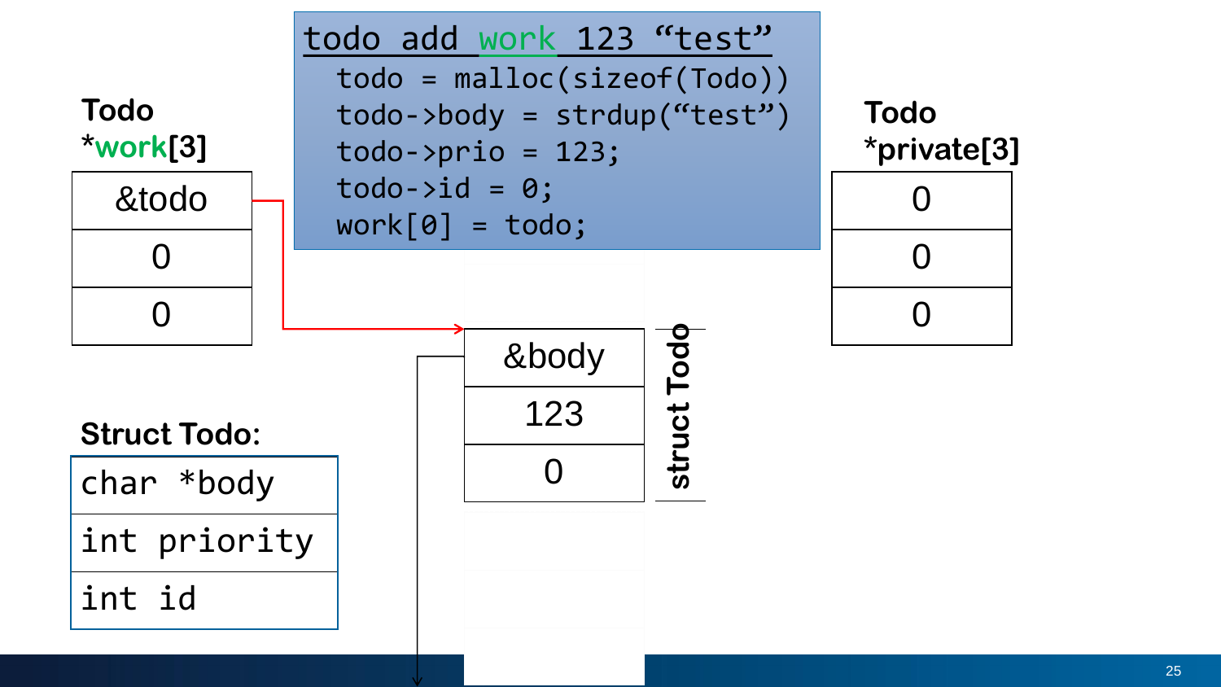```
todo add work 123 "test"
  todo = malloc(sizeof(Todo))
  todo->body = strdup("test")
  todo->prio = 123;
  todo->id = 0;
  work[0] = todo;
```

**Todo *work[3]**

| |
|---|
| &todo |
| 0 |
| 0 |

**Todo *private[3]**

| |
|---|
| 0 |
| 0 |
| 0 |

**struct Todo**

| |
|---|
| &body |
| 123 |
| 0 |

**Struct Todo:**

| |
|---|
| char *body |
| int priority |
| int id |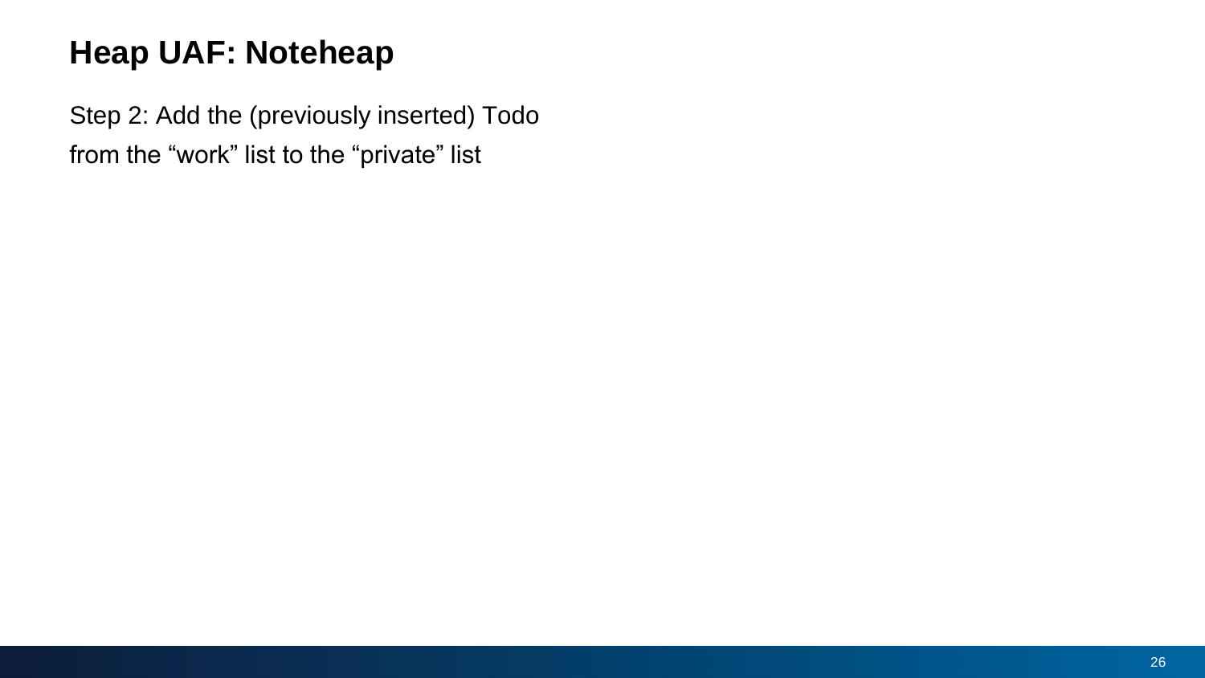# Heap UAF: Noteheap

Step 2: Add the (previously inserted) Todo from the “work” list to the “private” list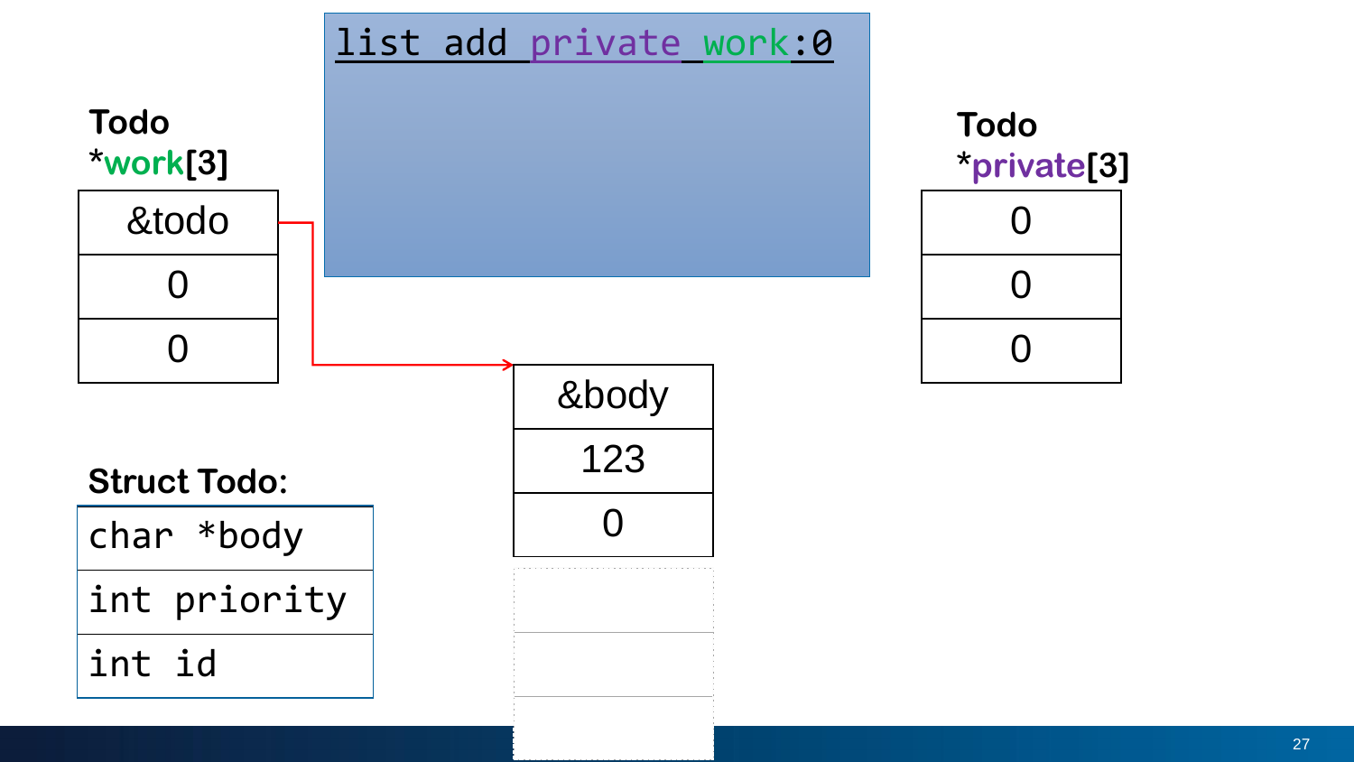```
list add private work:0
```

**Todo \*work[3]**

| &todo |
| --- |
| 0 |
| 0 |

**Todo \*private[3]**

| 0 |
| --- |
| 0 |
| 0 |

| &body |
| --- |
| 123 |
| 0 |

**Struct Todo:**

| char *body |
| --- |
| int priority |
| int id |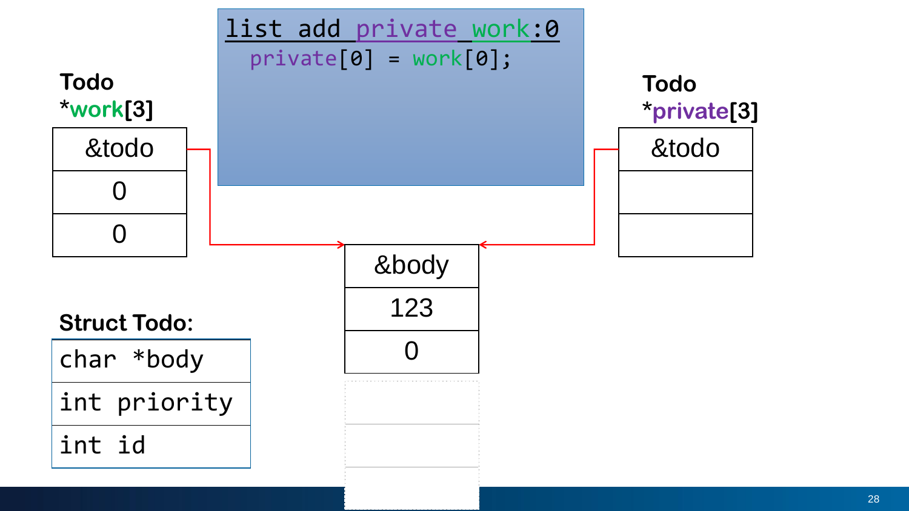```
list_add_private_work:0
  private[0] = work[0];
```

**Todo \*work[3]**

| &todo |
| --- |
| 0 |
| 0 |

**Todo \*private[3]**

| &todo |
| --- |
| |
| |

| &body |
| --- |
| 123 |
| 0 |

**Struct Todo:**

| char *body |
| --- |
| int priority |
| int id |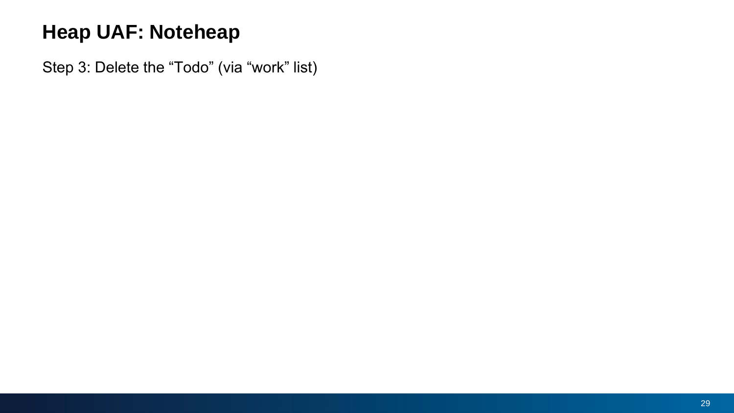# Heap UAF: Noteheap

Step 3: Delete the “Todo” (via “work” list)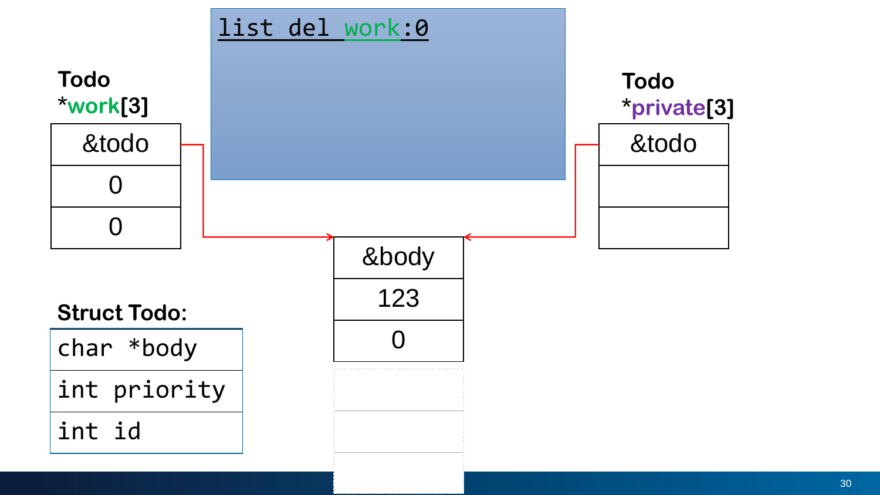```
list del work:0
```

**Todo \*work[3]**

| &todo |
| --- |
| 0 |
| 0 |

**Todo \*private[3]**

| &todo |
| --- |
| |
| |

| &body |
| --- |
| 123 |
| 0 |

**Struct Todo:**

| char *body |
| --- |
| int priority |
| int id |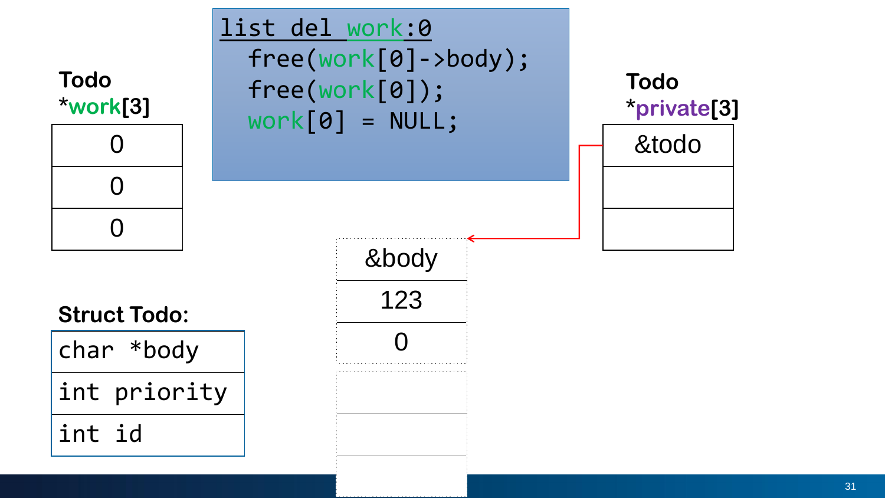```
list del work:0
  free(work[0]->body);
  free(work[0]);
  work[0] = NULL;
```

**Todo \*work[3]**

| |
|---|
| 0 |
| 0 |
| 0 |

**Todo \*private[3]**

| |
|---|
| &todo |
| |
| |

| |
|---|
| &body |
| 123 |
| 0 |
| |
| |
| |

**Struct Todo:**

| |
|---|
| `char *body` |
| `int priority` |
| `int id` |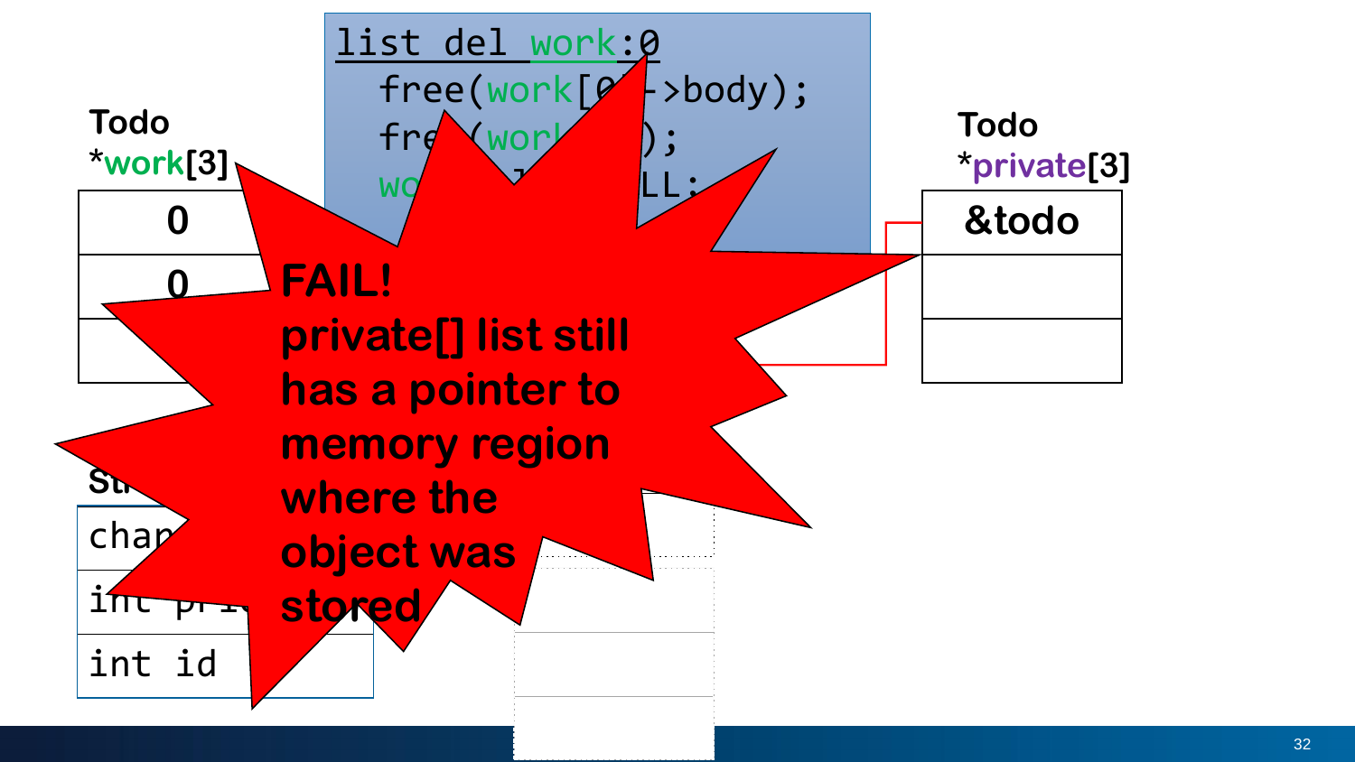```
list_del work:0
  free(work[0]->body);
  free(work[0]);
  work[0] = NULL;
```

**Todo \*work[3]**

| 0 |
|---|
| 0 |
| |

**Todo \*private[3]**

| &todo |
|---|
| |
| |

**FAIL!**
**private[] list still has a pointer to memory region where the object was stored**

```
char
int pri
int id
```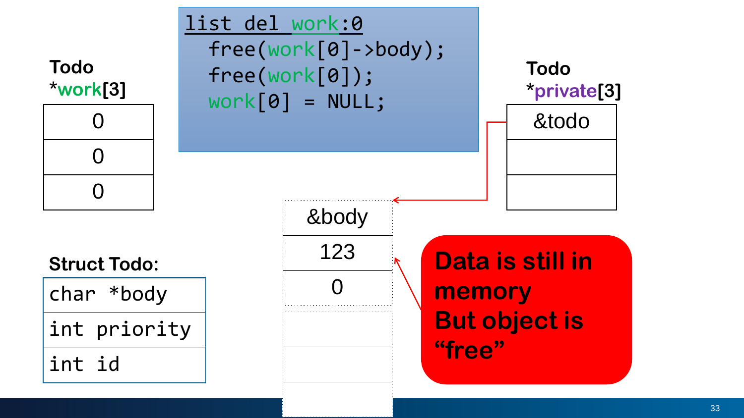```
list del work:0
  free(work[0]->body);
  free(work[0]);
  work[0] = NULL;
```

**Todo *work[3]**

| |
|---|
| 0 |
| 0 |
| 0 |

**Todo *private[3]**

| |
|---|
| &todo |
| |
| |

| |
|---|
| &body |
| 123 |
| 0 |
| |
| |
| |

**Struct Todo:**

| |
|---|
| `char *body` |
| `int priority` |
| `int id` |

**Data is still in memory**
**But object is “free”**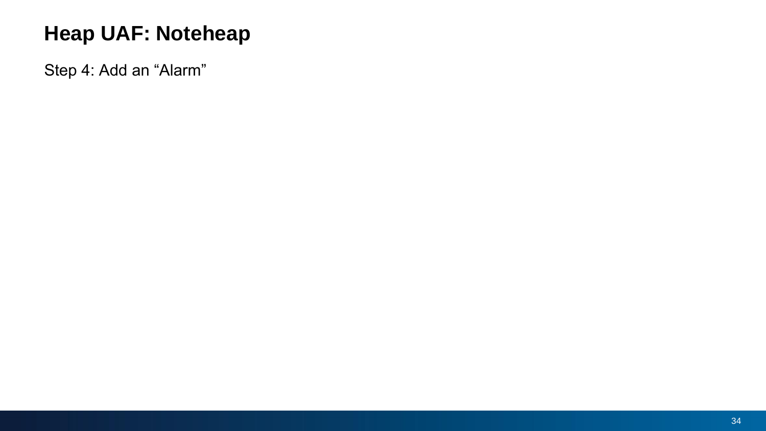# Heap UAF: Noteheap

Step 4: Add an “Alarm”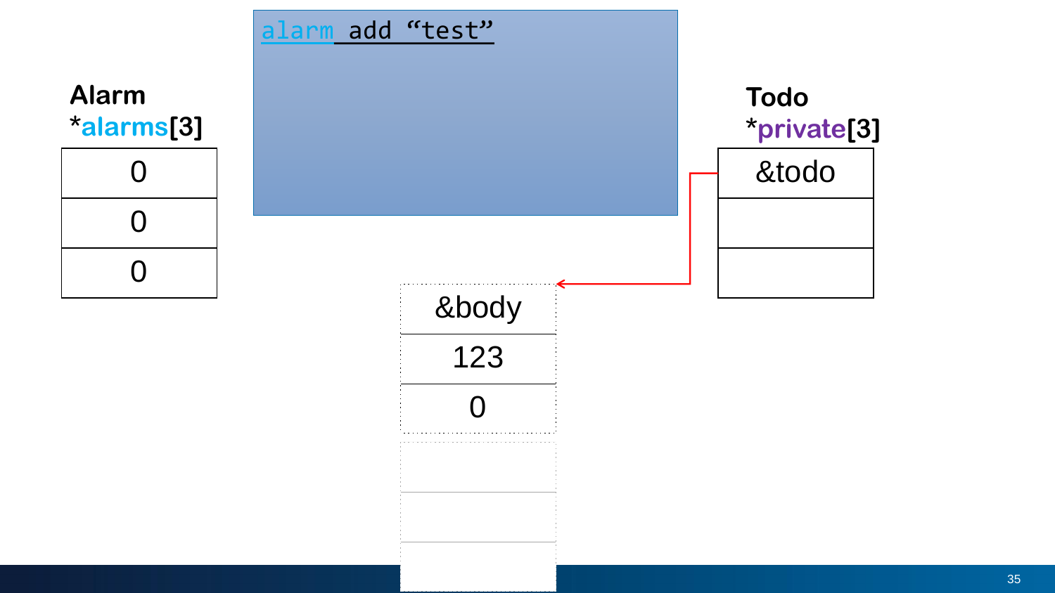```
alarm add “test”
```

**Alarm**
***alarms[3]**

| 0 |
|---|
| 0 |
| 0 |

**Todo**
***private[3]**

| &todo |
|---|
| |
| |

| &body |
|---|
| 123 |
| 0 |
| |
| |
| |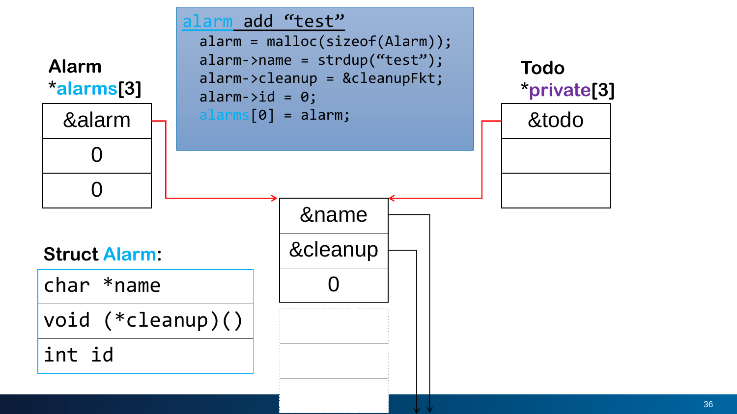```
alarm add "test"
  alarm = malloc(sizeof(Alarm));
  alarm->name = strdup("test");
  alarm->cleanup = &cleanupFkt;
  alarm->id = 0;
  alarms[0] = alarm;
```

**Alarm *alarms[3]**

| &alarm |
|---|
| 0 |
| 0 |

**Todo *private[3]**

| &todo |
|---|
| |
| |

| &name |
|---|
| &cleanup |
| 0 |

**Struct Alarm:**

| char *name |
|---|
| void (*cleanup)() |
| int id |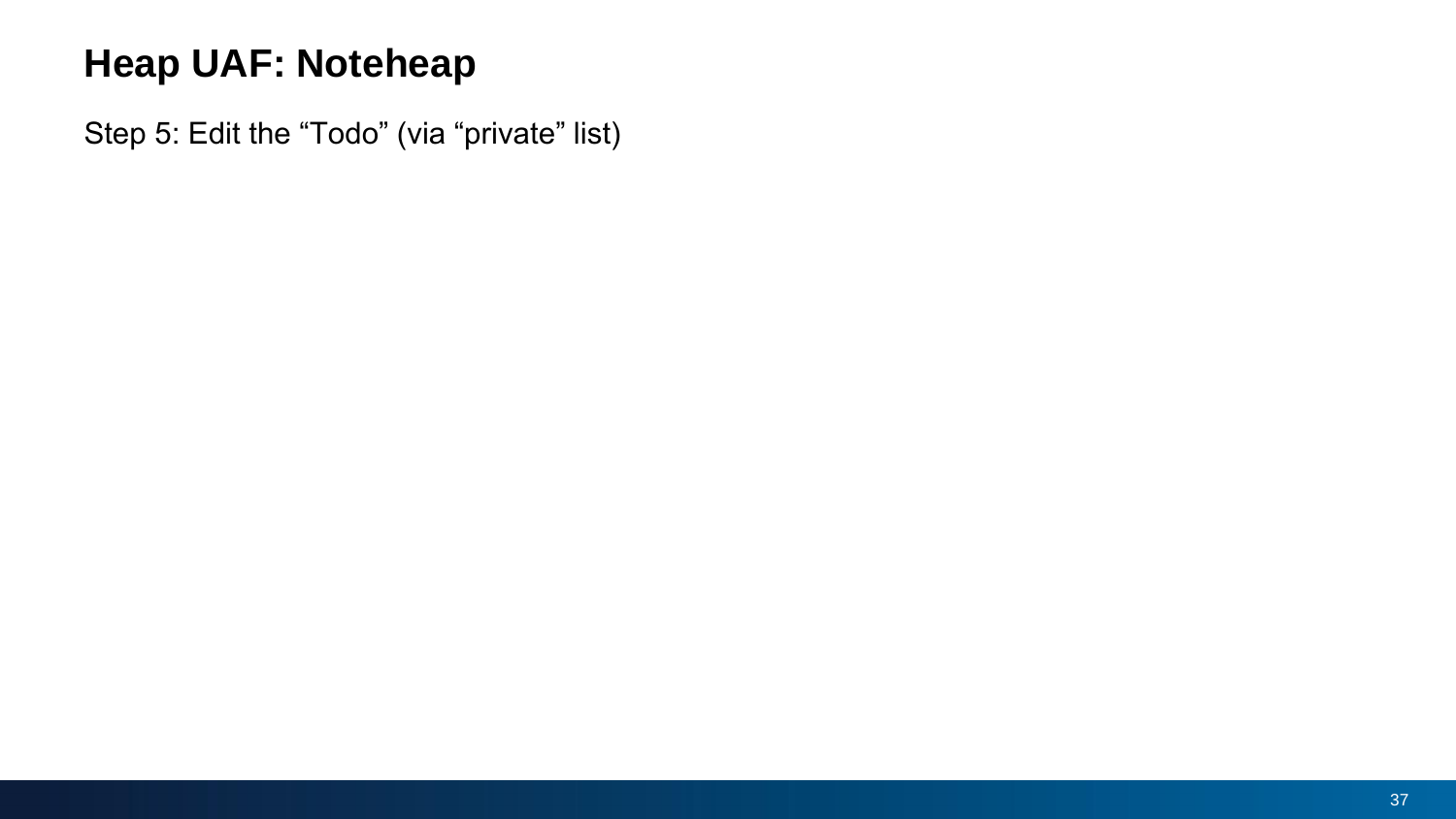# Heap UAF: Noteheap

Step 5: Edit the “Todo” (via “private” list)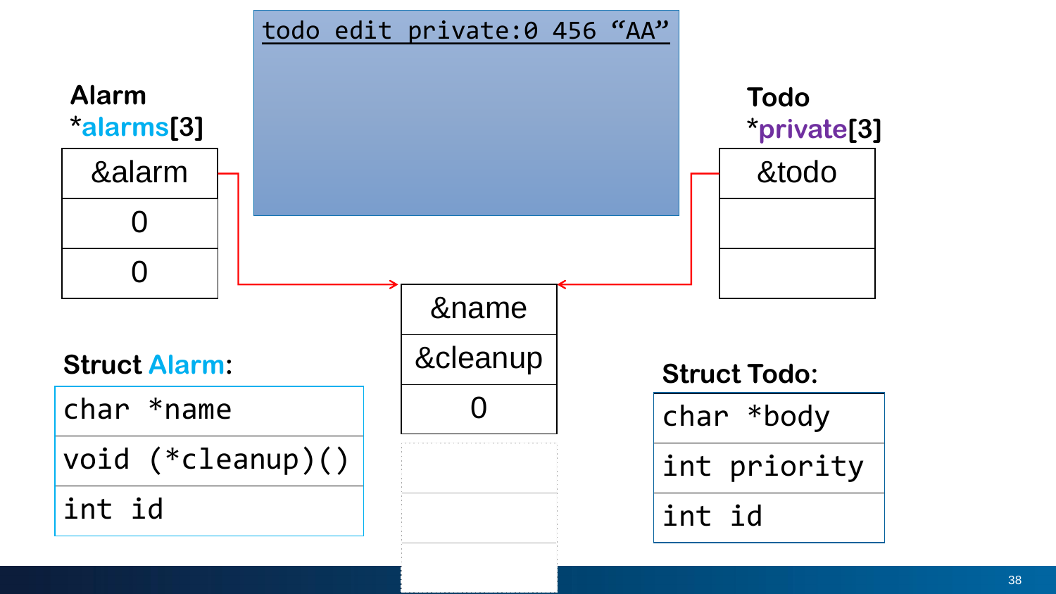```
todo edit private:0 456 “AA”
```

**Alarm**
***alarms[3]**

| |
|---|
| &alarm |
| 0 |
| 0 |

**Todo**
***private[3]**

| |
|---|
| &todo |
| |
| |

| |
|---|
| &name |
| &cleanup |
| 0 |
| |
| |
| |

**Struct Alarm:**

| |
|---|
| `char *name` |
| `void (*cleanup)()` |
| `int id` |

**Struct Todo:**

| |
|---|
| `char *body` |
| `int priority` |
| `int id` |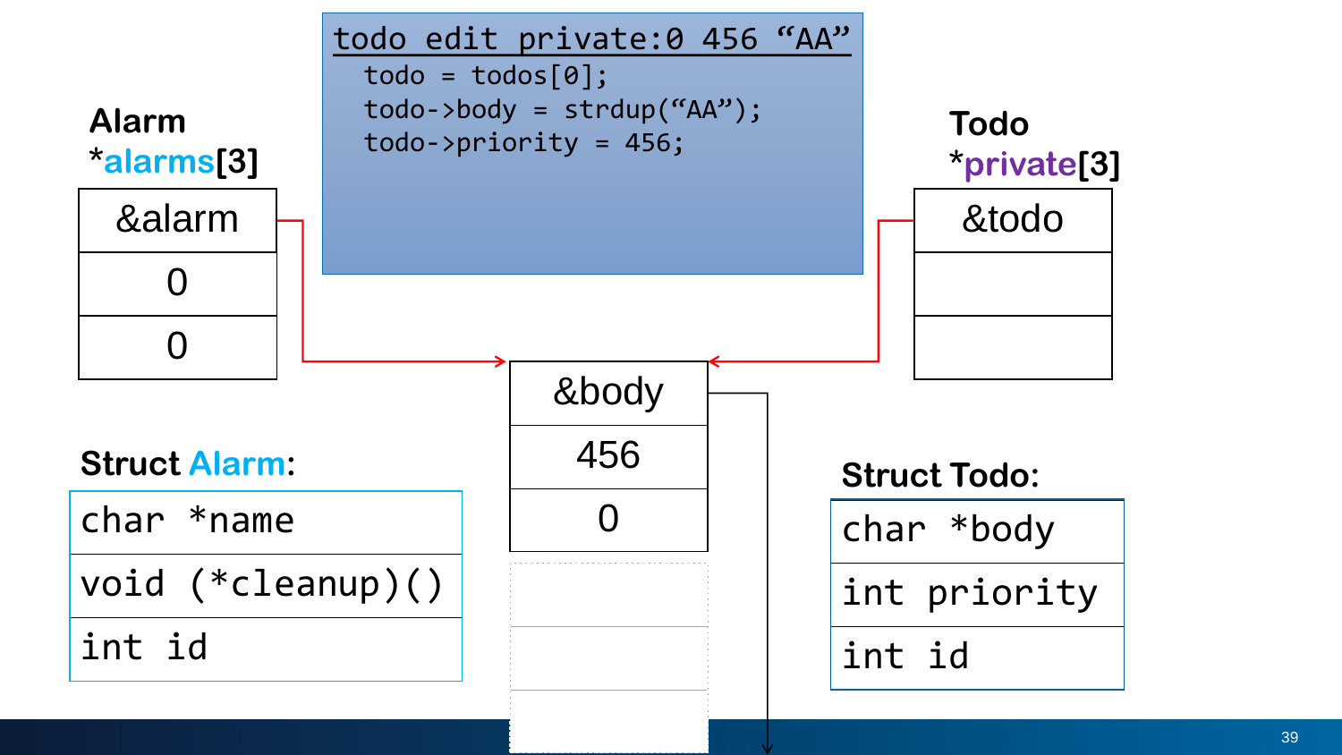```
todo edit private:0 456 "AA"
  todo = todos[0];
  todo->body = strdup("AA");
  todo->priority = 456;
```

**Alarm *alarms[3]**

| |
|---|
| &alarm |
| 0 |
| 0 |

**Todo *private[3]**

| |
|---|
| &todo |
| |
| |

| |
|---|
| &body |
| 456 |
| 0 |

**Struct Alarm:**

| |
|---|
| `char *name` |
| `void (*cleanup)()` |
| `int id` |

**Struct Todo:**

| |
|---|
| `char *body` |
| `int priority` |
| `int id` |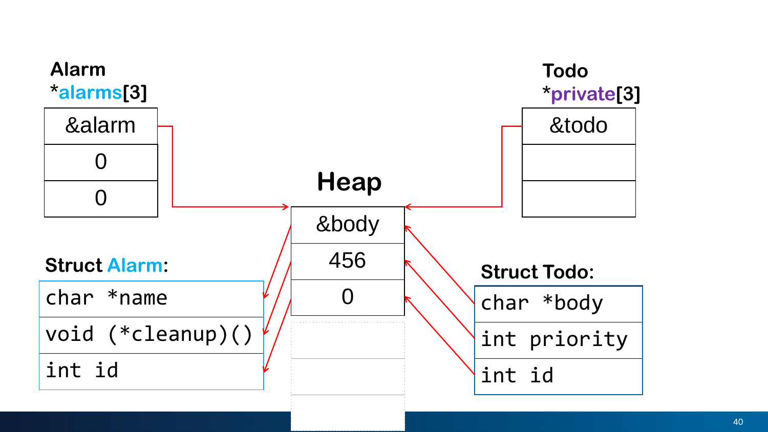**Alarm *alarms[3]**

| &alarm |
| --- |
| 0 |
| 0 |

**Todo *private[3]**

| &todo |
| --- |
| |
| |

## Heap

| &body |
| --- |
| 456 |
| 0 |
| |
| |
| |

**Struct Alarm:**

```
char *name
void (*cleanup)()
int id
```

**Struct Todo:**

```
char *body
int priority
int id
```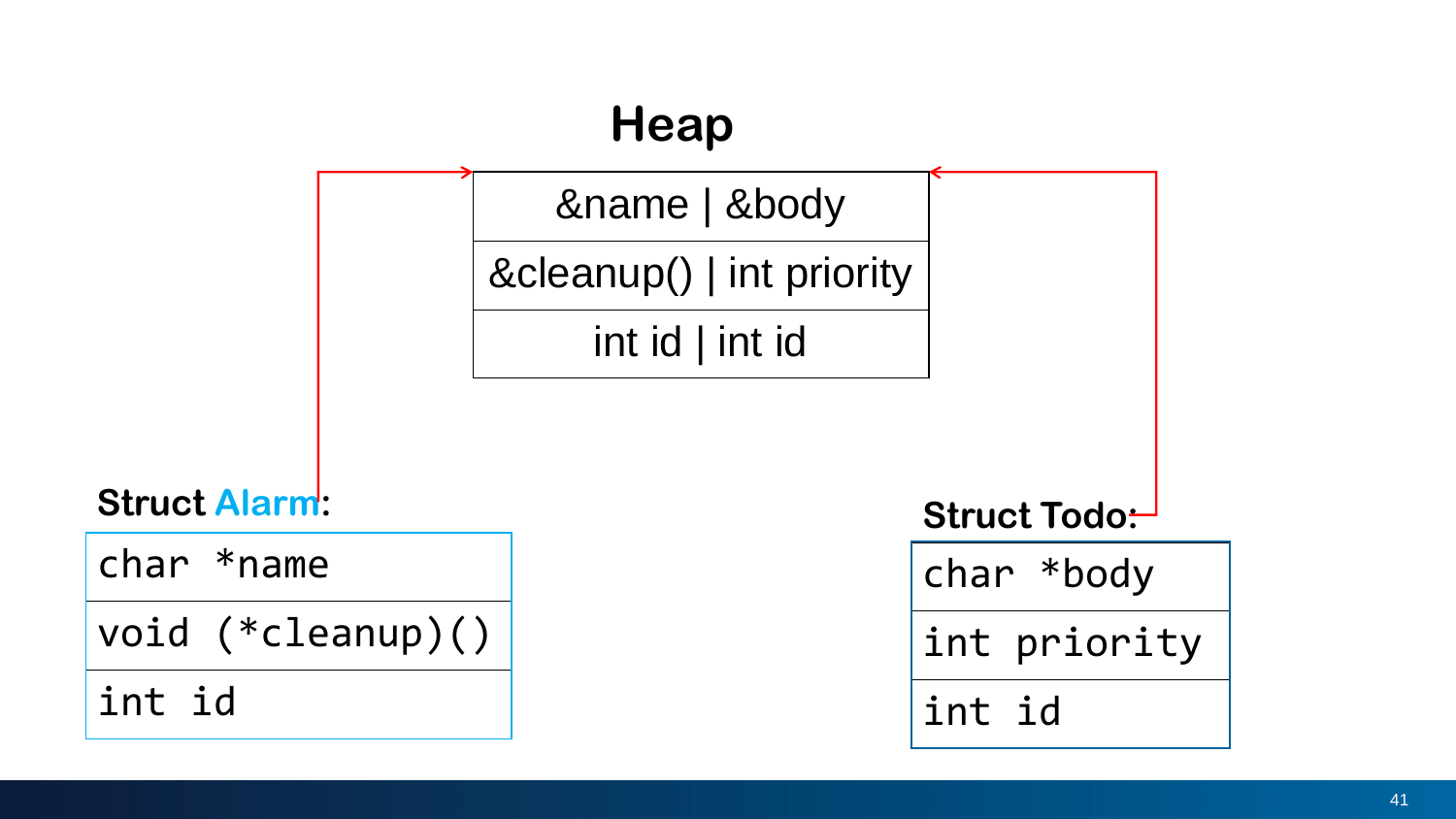# Heap

| &name \| &body |
|---|
| &cleanup() \| int priority |
| int id \| int id |

**Struct Alarm:**

| char *name |
|---|
| void (*cleanup)() |
| int id |

**Struct Todo:**

| char *body |
|---|
| int priority |
| int id |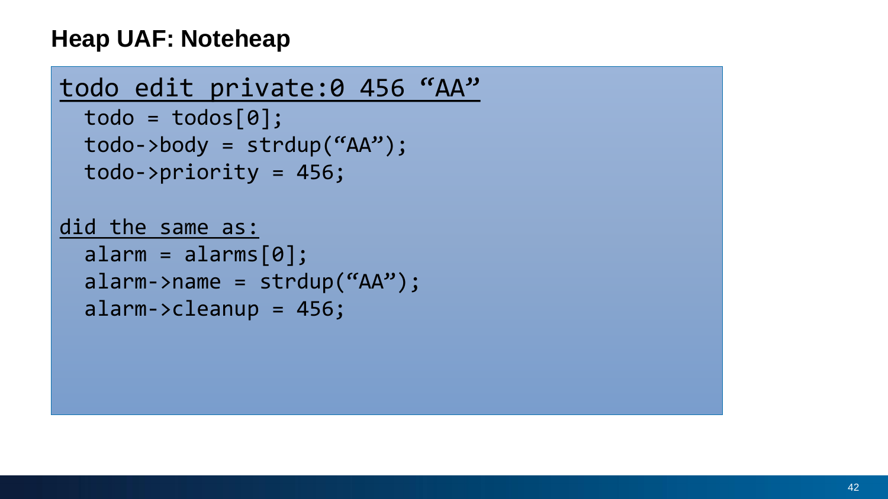## Heap UAF: Noteheap

```
todo edit private:0 456 “AA”
  todo = todos[0];
  todo->body = strdup(“AA”);
  todo->priority = 456;

did the same as:
  alarm = alarms[0];
  alarm->name = strdup(“AA”);
  alarm->cleanup = 456;
```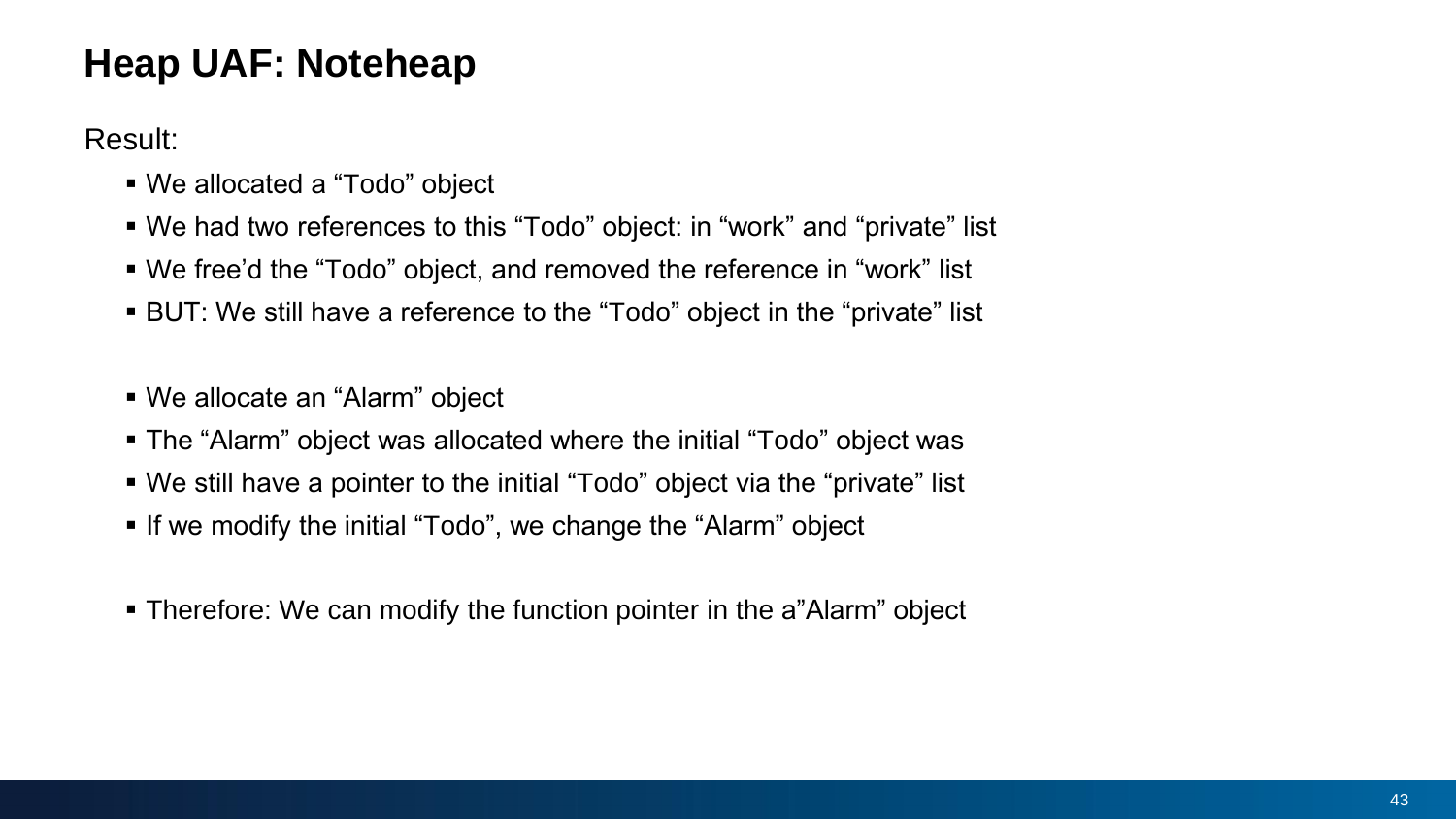# Heap UAF: Noteheap

Result:

- We allocated a “Todo” object
- We had two references to this “Todo” object: in “work” and “private” list
- We free’d the “Todo” object, and removed the reference in “work” list
- BUT: We still have a reference to the “Todo” object in the “private” list

- We allocate an “Alarm” object
- The “Alarm” object was allocated where the initial “Todo” object was
- We still have a pointer to the initial “Todo” object via the “private” list
- If we modify the initial “Todo”, we change the “Alarm” object

- Therefore: We can modify the function pointer in the a”Alarm” object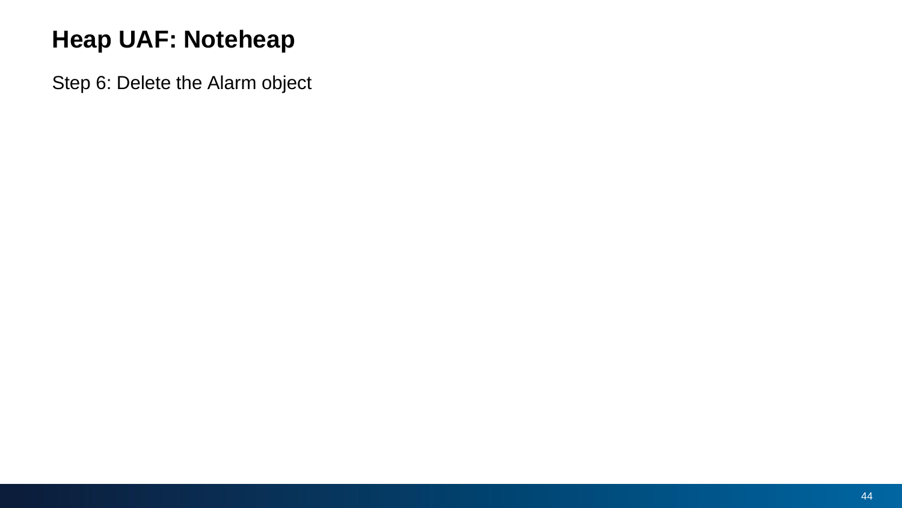# Heap UAF: Noteheap

Step 6: Delete the Alarm object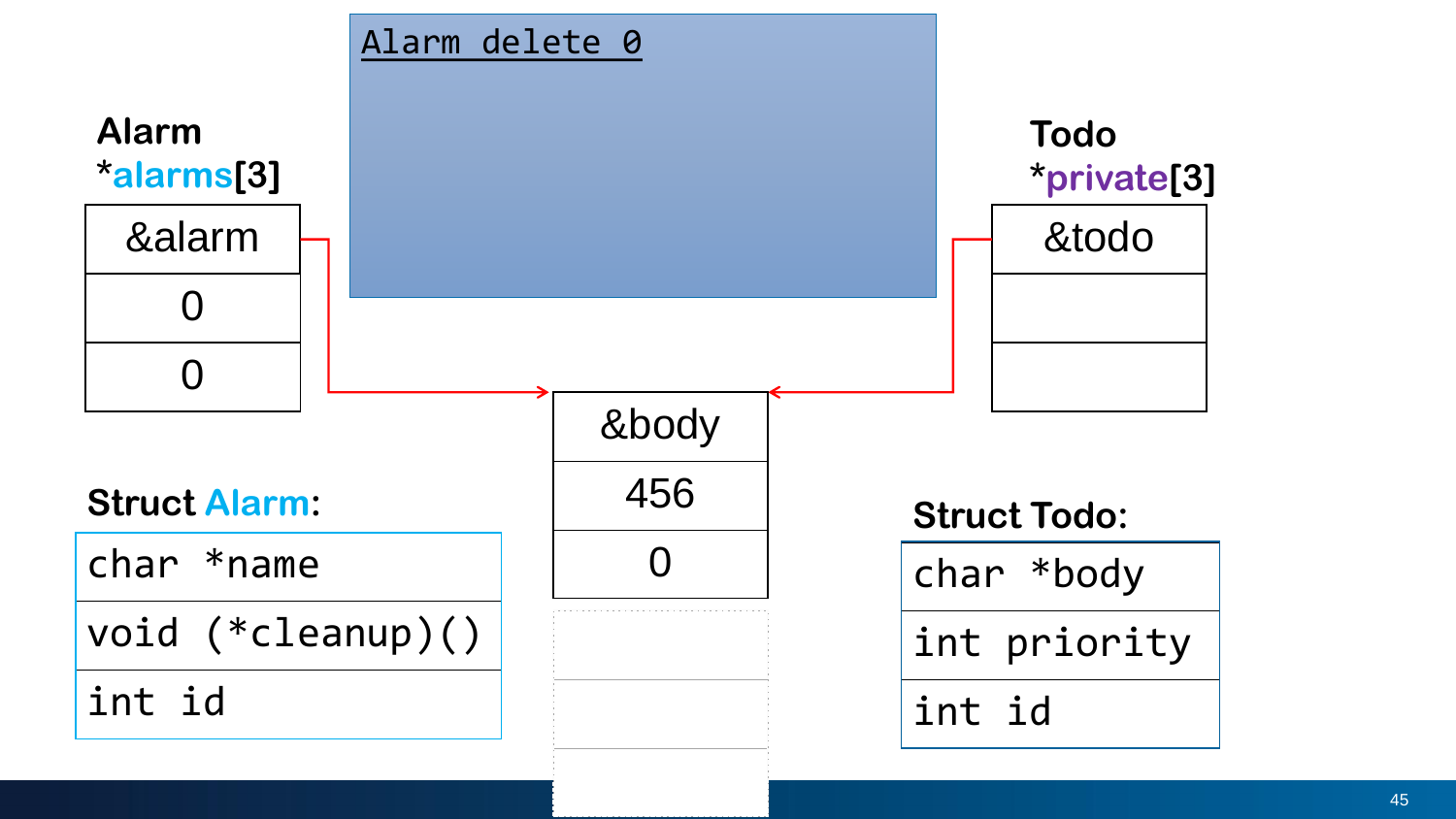```
Alarm delete 0
```

**Alarm** *alarms[3]

| &alarm |
|---|
| 0 |
| 0 |

**Todo** *private[3]

| &todo |
|---|
| |
| |

| &body |
|---|
| 456 |
| 0 |

**Struct Alarm:**

| char *name |
|---|
| void (*cleanup)() |
| int id |

**Struct Todo:**

| char *body |
|---|
| int priority |
| int id |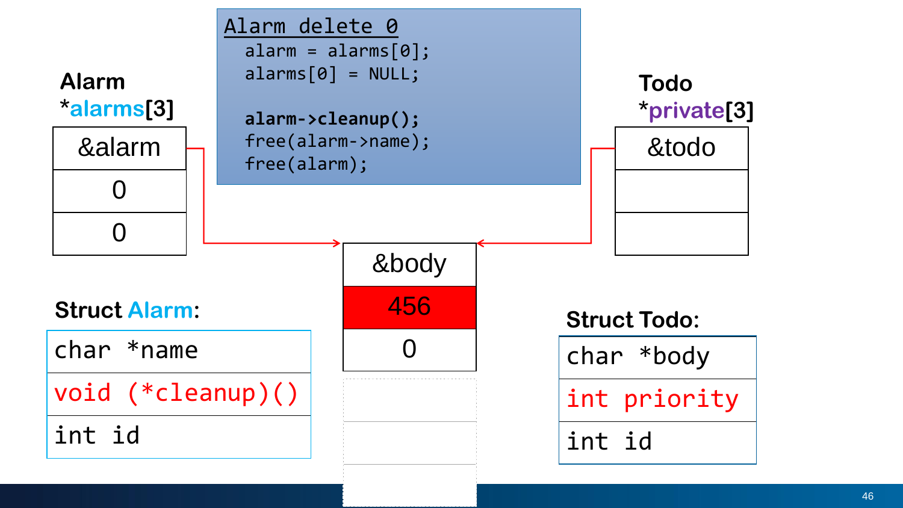**Alarm delete 0**

```
alarm = alarms[0];
alarms[0] = NULL;

alarm->cleanup();
free(alarm->name);
free(alarm);
```

**Alarm *alarms[3]**

| &alarm |
|---|
| 0 |
| 0 |

**Todo *private[3]**

| &todo |
|---|
| |
| |

| &body |
|---|
| 456 |
| 0 |

**Struct Alarm:**

| char *name |
|---|
| void (*cleanup)() |
| int id |

**Struct Todo:**

| char *body |
|---|
| int priority |
| int id |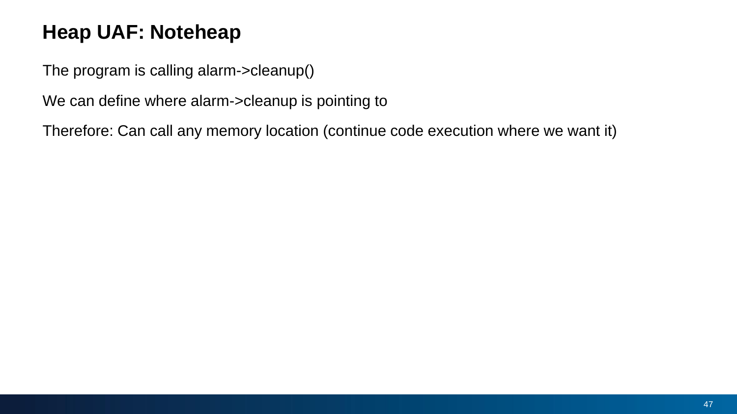# Heap UAF: Noteheap

The program is calling alarm->cleanup()

We can define where alarm->cleanup is pointing to

Therefore: Can call any memory location (continue code execution where we want it)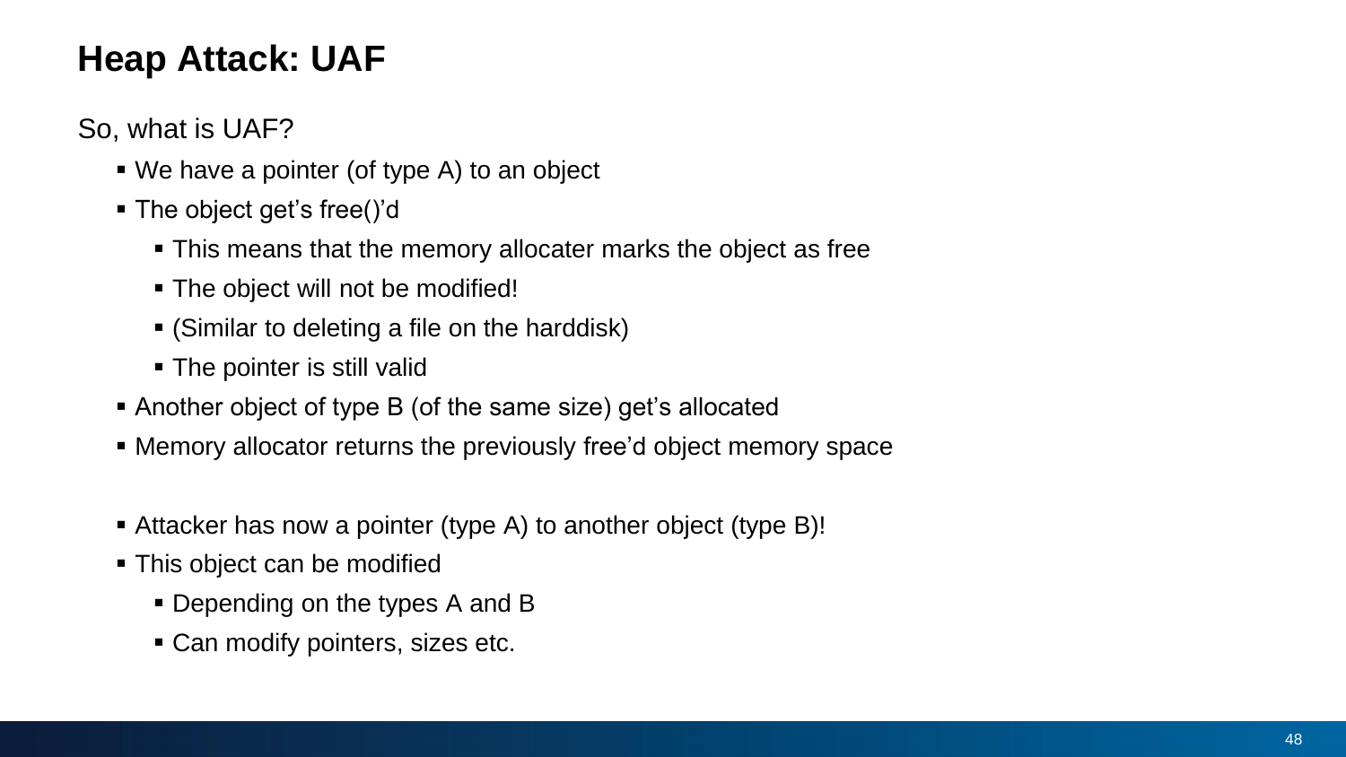# Heap Attack: UAF

So, what is UAF?

- We have a pointer (of type A) to an object
- The object get's free()'d
  - This means that the memory allocater marks the object as free
  - The object will not be modified!
  - (Similar to deleting a file on the harddisk)
  - The pointer is still valid
- Another object of type B (of the same size) get's allocated
- Memory allocator returns the previously free'd object memory space

- Attacker has now a pointer (type A) to another object (type B)!
- This object can be modified
  - Depending on the types A and B
  - Can modify pointers, sizes etc.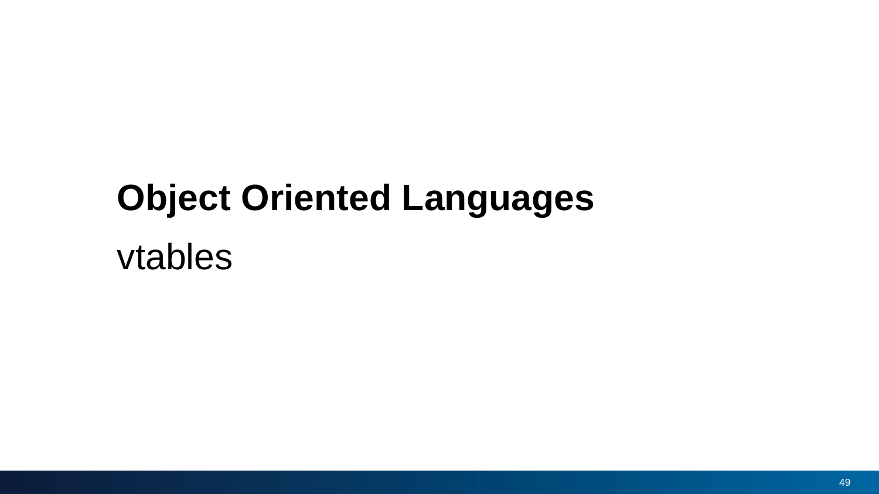# Object Oriented Languages

vtables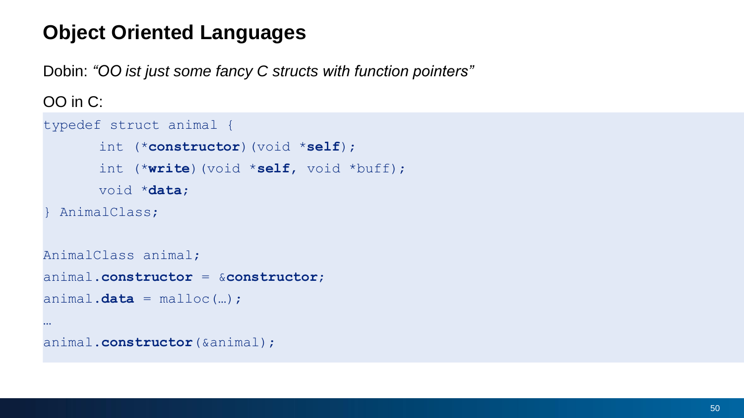# Object Oriented Languages

Dobin: *“OO ist just some fancy C structs with function pointers”*

OO in C:

```
typedef struct animal {
	int (*constructor)(void *self);
	int (*write)(void *self, void *buff);
	void *data;
} AnimalClass;

AnimalClass animal;
animal.constructor = &constructor;
animal.data = malloc(…);
…
animal.constructor(&animal);
```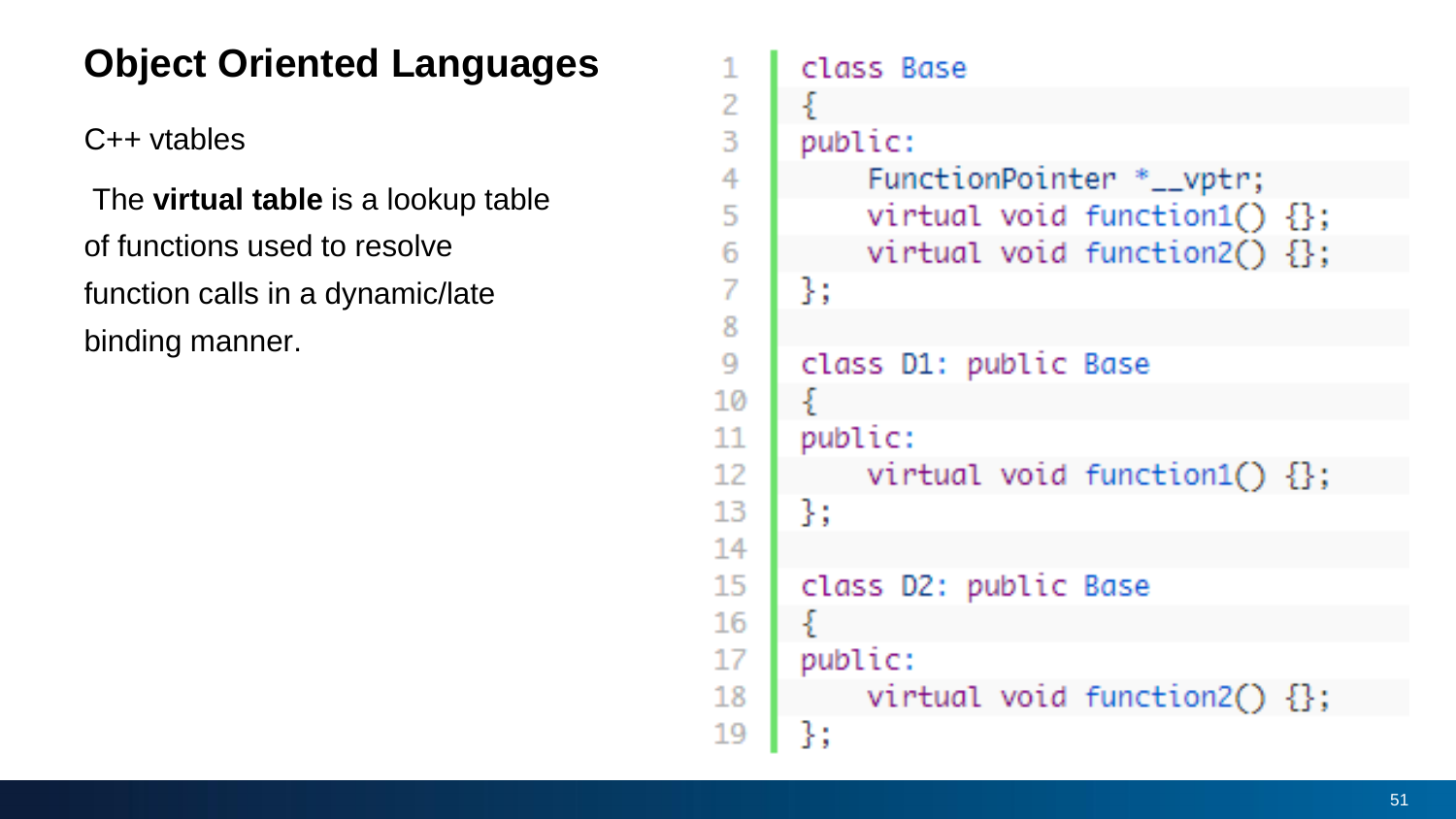# Object Oriented Languages

C++ vtables

The **virtual table** is a lookup table of functions used to resolve function calls in a dynamic/late binding manner.

```cpp
class Base
{
public:
    FunctionPointer *__vptr;
    virtual void function1() {};
    virtual void function2() {};
};

class D1: public Base
{
public:
    virtual void function1() {};
};

class D2: public Base
{
public:
    virtual void function2() {};
};
```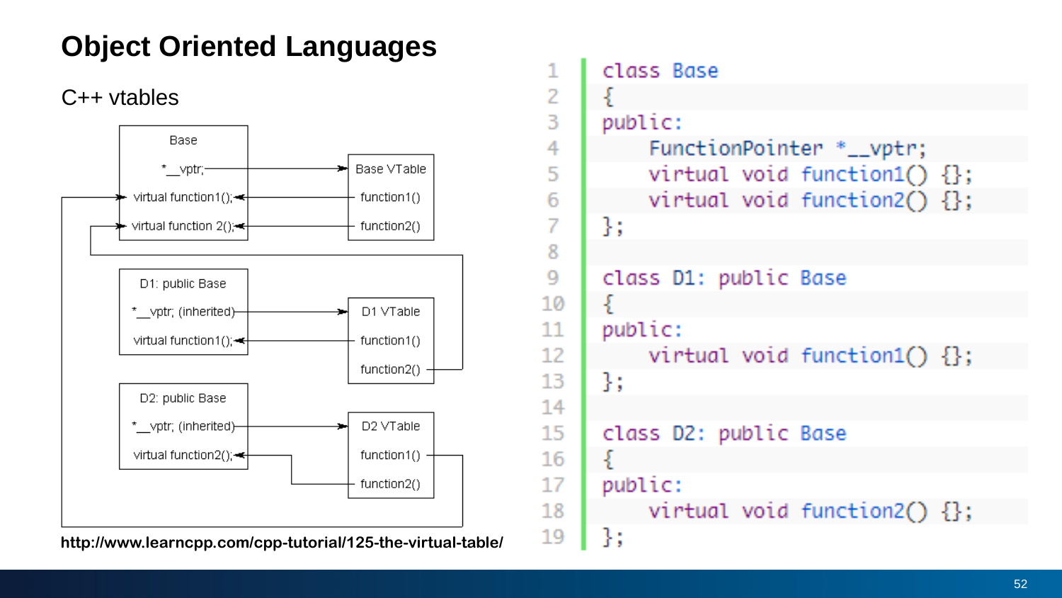# Object Oriented Languages

C++ vtables

Base
*__vptr;
virtual function1();
virtual function 2();

Base VTable
function1()
function2()

D1: public Base
*__vptr; (inherited)
virtual function1();

D1 VTable
function1()
function2()

D2: public Base
*__vptr; (inherited)
virtual function2();

D2 VTable
function1()
function2()

http://www.learncpp.com/cpp-tutorial/125-the-virtual-table/

```
class Base
{
public:
    FunctionPointer *__vptr;
    virtual void function1() {};
    virtual void function2() {};
};

class D1: public Base
{
public:
    virtual void function1() {};
};

class D2: public Base
{
public:
    virtual void function2() {};
};
```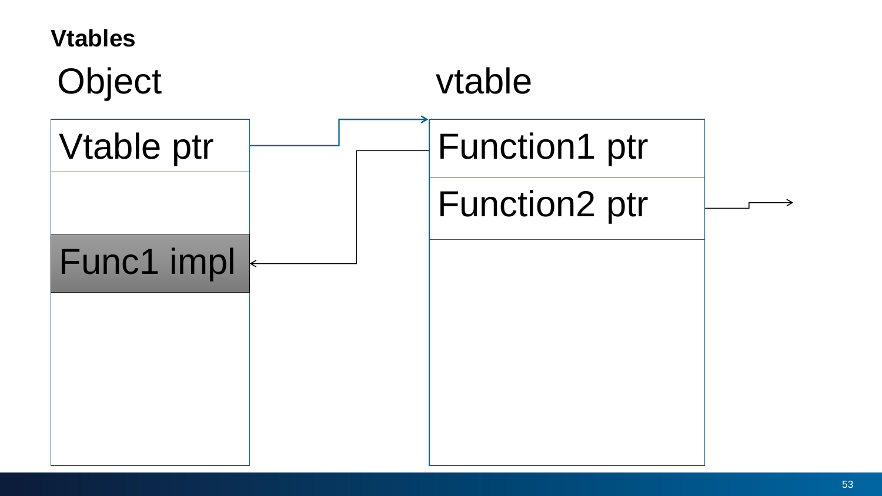## Vtables

Object

Vtable ptr

Func1 impl

vtable

Function1 ptr

Function2 ptr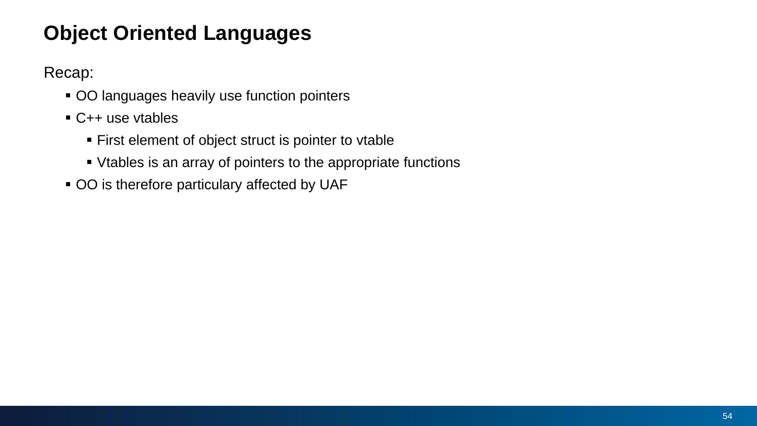# Object Oriented Languages

Recap:

- OO languages heavily use function pointers
- C++ use vtables
  - First element of object struct is pointer to vtable
  - Vtables is an array of pointers to the appropriate functions
- OO is therefore particulary affected by UAF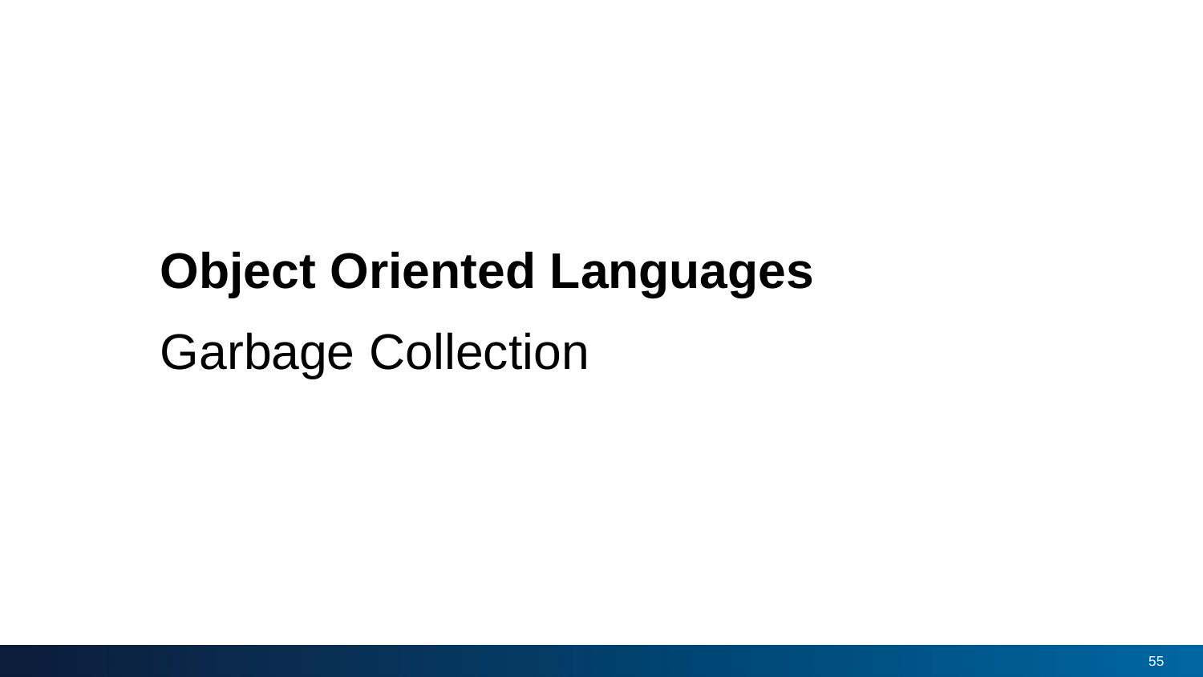# Object Oriented Languages

## Garbage Collection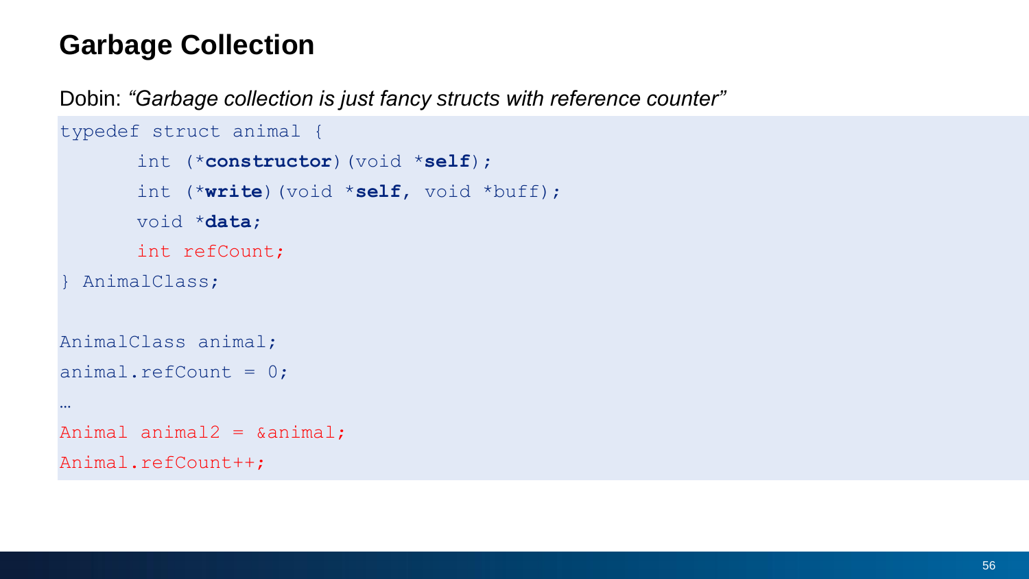# Garbage Collection

Dobin: *"Garbage collection is just fancy structs with reference counter"*

```
typedef struct animal {
	int (*constructor)(void *self);
	int (*write)(void *self, void *buff);
	void *data;
	int refCount;
} AnimalClass;

AnimalClass animal;
animal.refCount = 0;
…
Animal animal2 = &animal;
Animal.refCount++;
```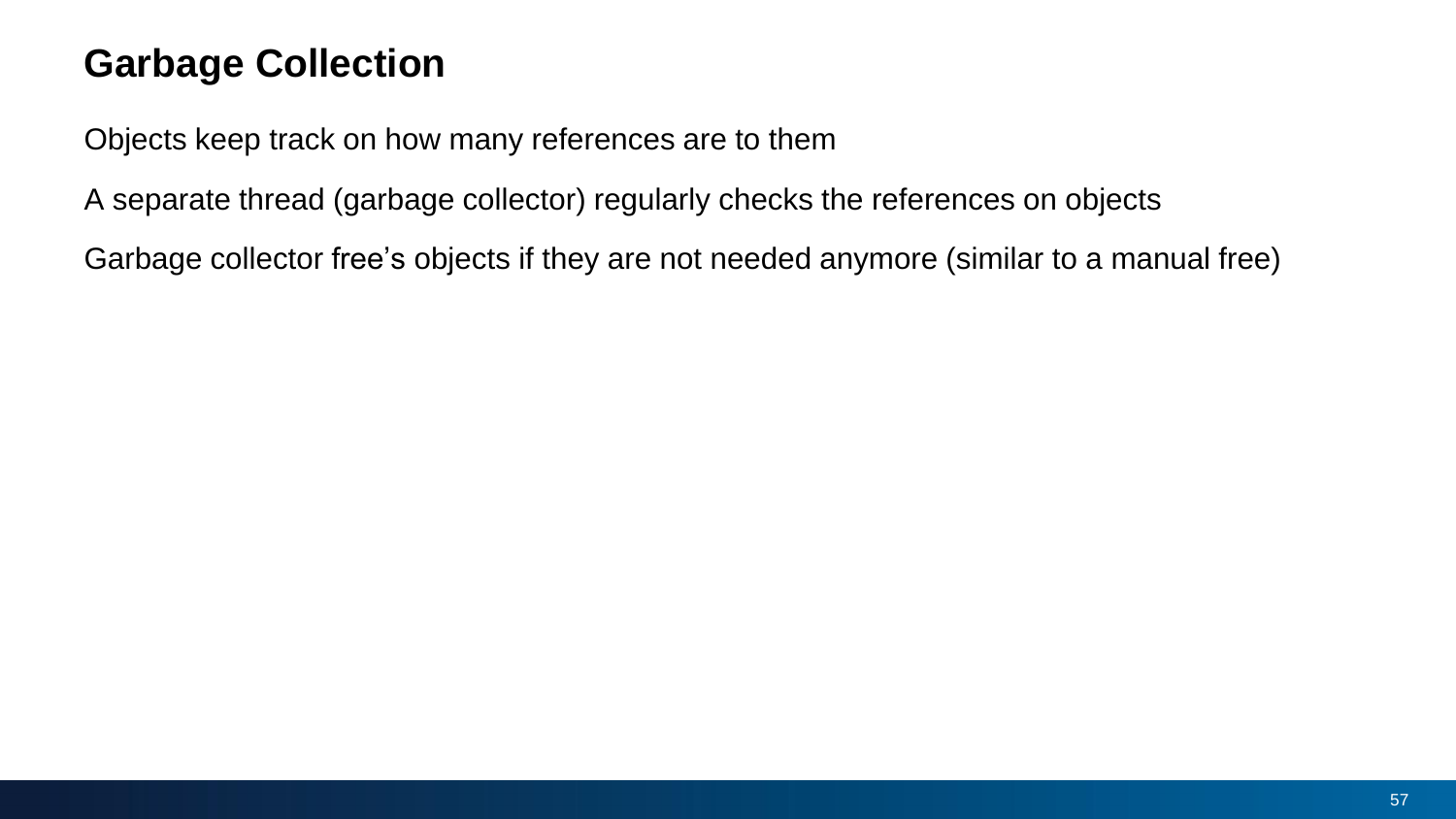# Garbage Collection

Objects keep track on how many references are to them

A separate thread (garbage collector) regularly checks the references on objects

Garbage collector free’s objects if they are not needed anymore (similar to a manual free)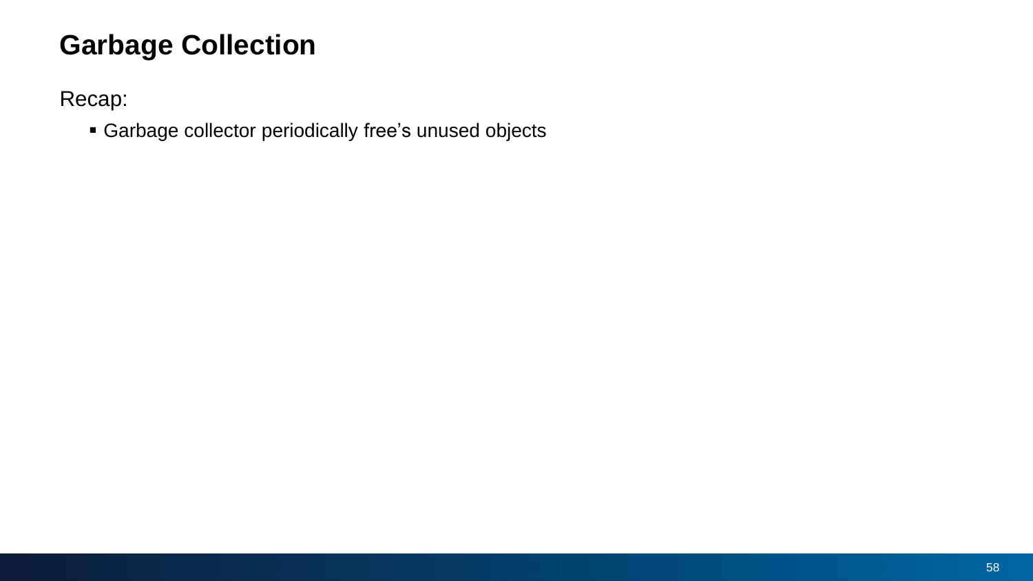# Garbage Collection

Recap:

- Garbage collector periodically free’s unused objects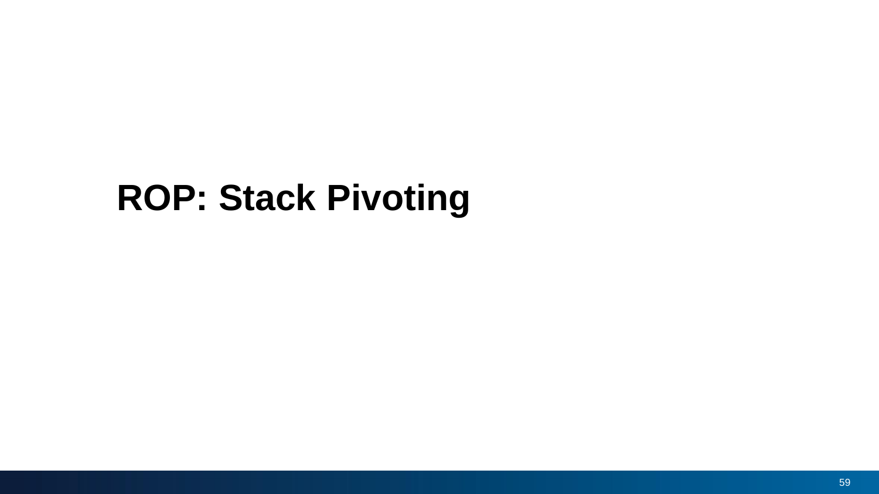# ROP: Stack Pivoting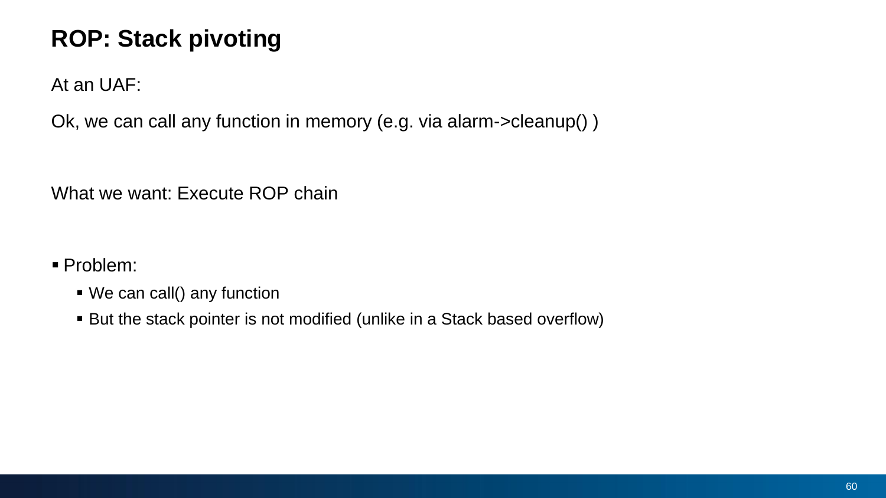# ROP: Stack pivoting

At an UAF:

Ok, we can call any function in memory (e.g. via alarm->cleanup() )

What we want: Execute ROP chain

- Problem:
  - We can call() any function
  - But the stack pointer is not modified (unlike in a Stack based overflow)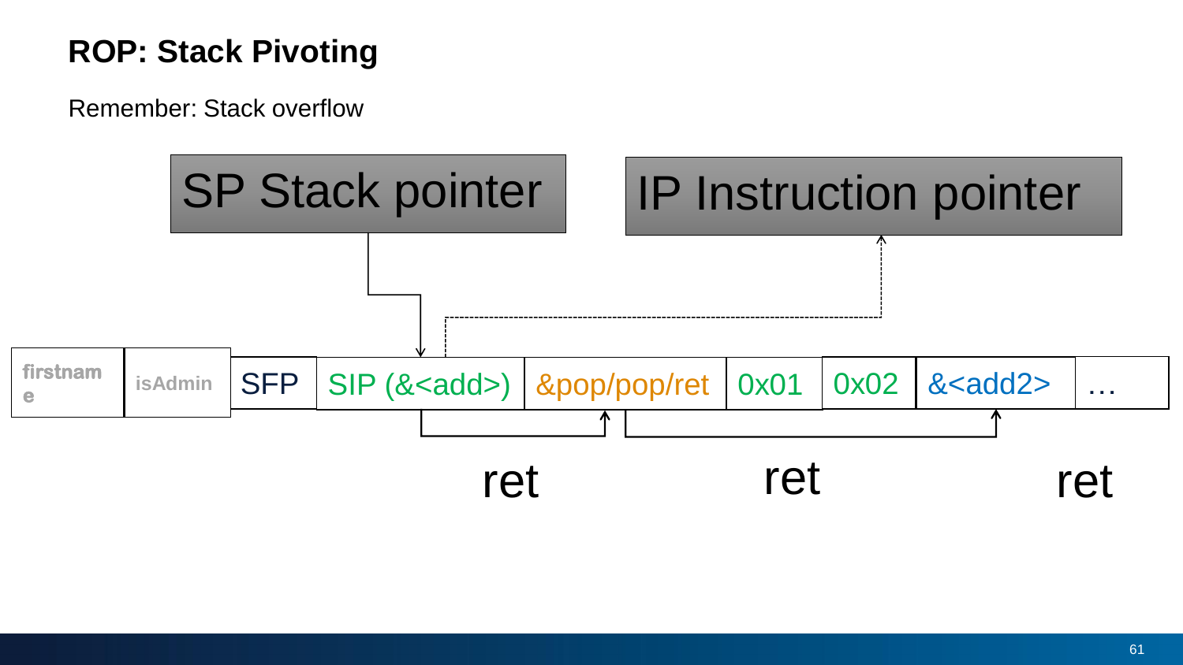# ROP: Stack Pivoting

Remember: Stack overflow

SP Stack pointer

IP Instruction pointer

| firstname | isAdmin | SFP | SIP (&<add>) | &pop/pop/ret | 0x01 | 0x02 | &<add2> | … |
|---|---|---|---|---|---|---|---|---|

ret

ret

ret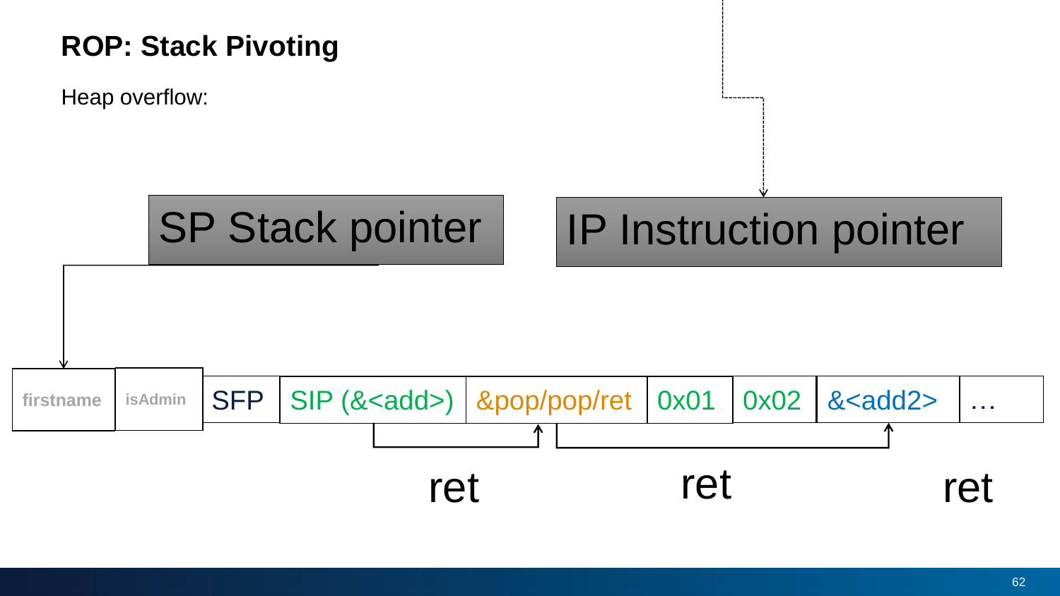## ROP: Stack Pivoting

Heap overflow:

SP Stack pointer

IP Instruction pointer

| firstname | isAdmin | SFP | SIP (&<add>) | &pop/pop/ret | 0x01 | 0x02 | &<add2> | … |
|---|---|---|---|---|---|---|---|---|

ret ret ret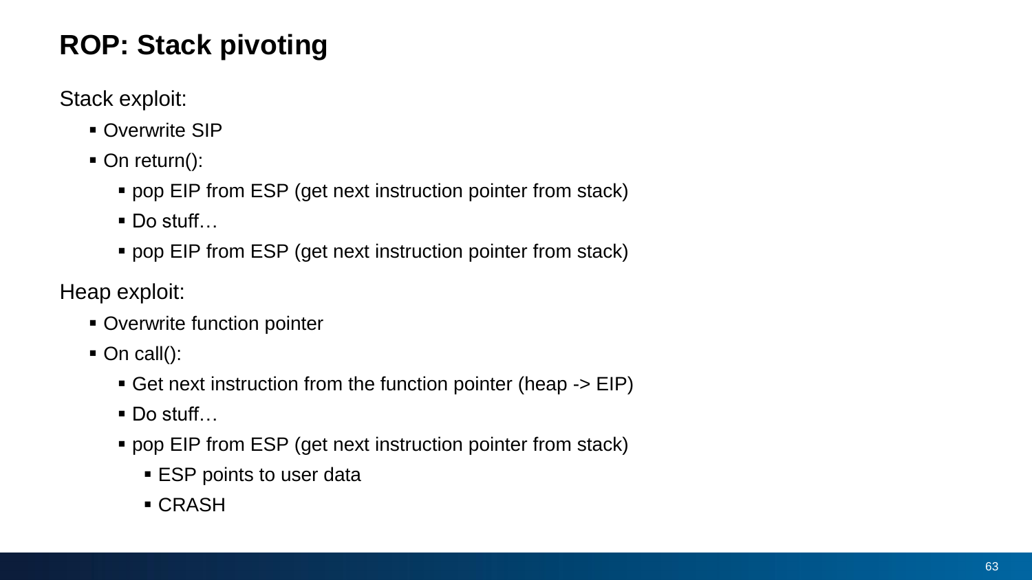# ROP: Stack pivoting

Stack exploit:

- Overwrite SIP
- On return():
  - pop EIP from ESP (get next instruction pointer from stack)
  - Do stuff…
  - pop EIP from ESP (get next instruction pointer from stack)

Heap exploit:

- Overwrite function pointer
- On call():
  - Get next instruction from the function pointer (heap -> EIP)
  - Do stuff…
  - pop EIP from ESP (get next instruction pointer from stack)
    - ESP points to user data
    - CRASH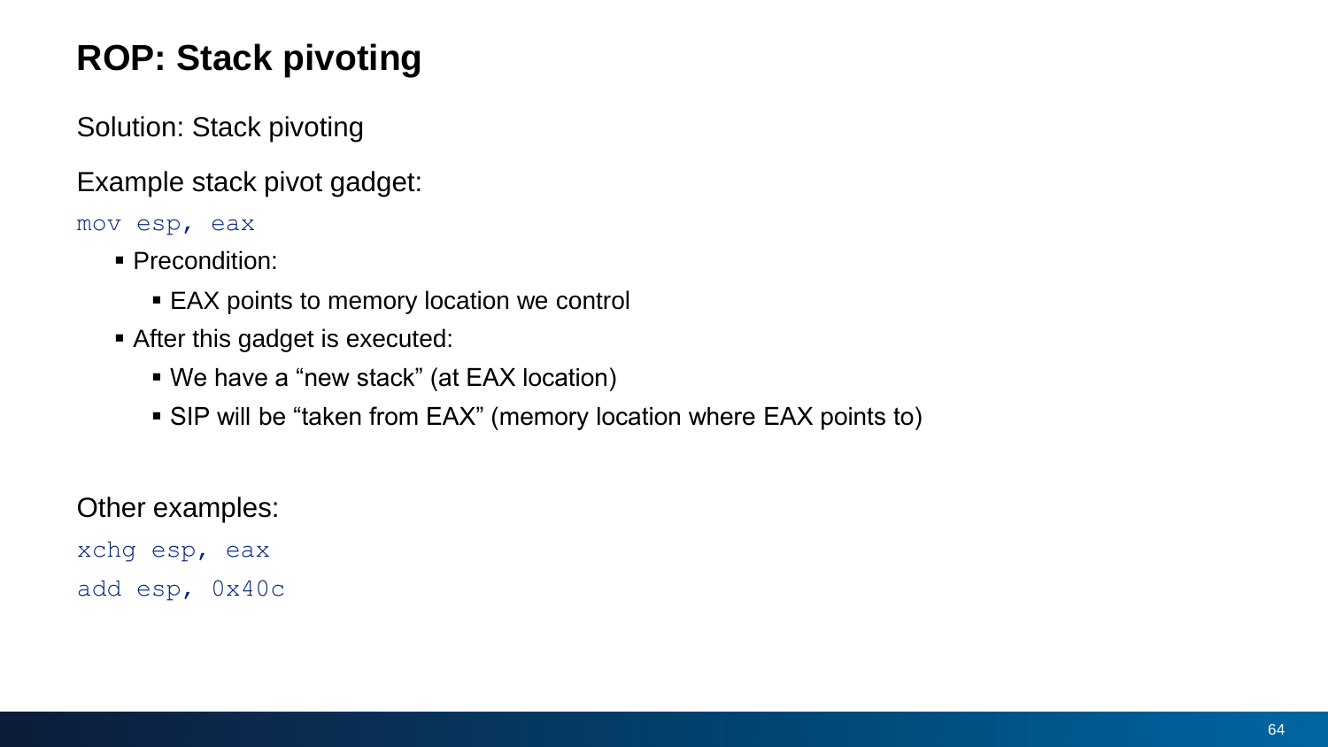# ROP: Stack pivoting

Solution: Stack pivoting

Example stack pivot gadget:

```
mov esp, eax
```

- Precondition:
  - EAX points to memory location we control
- After this gadget is executed:
  - We have a "new stack" (at EAX location)
  - SIP will be "taken from EAX" (memory location where EAX points to)

Other examples:

```
xchg esp, eax
add esp, 0x40c
```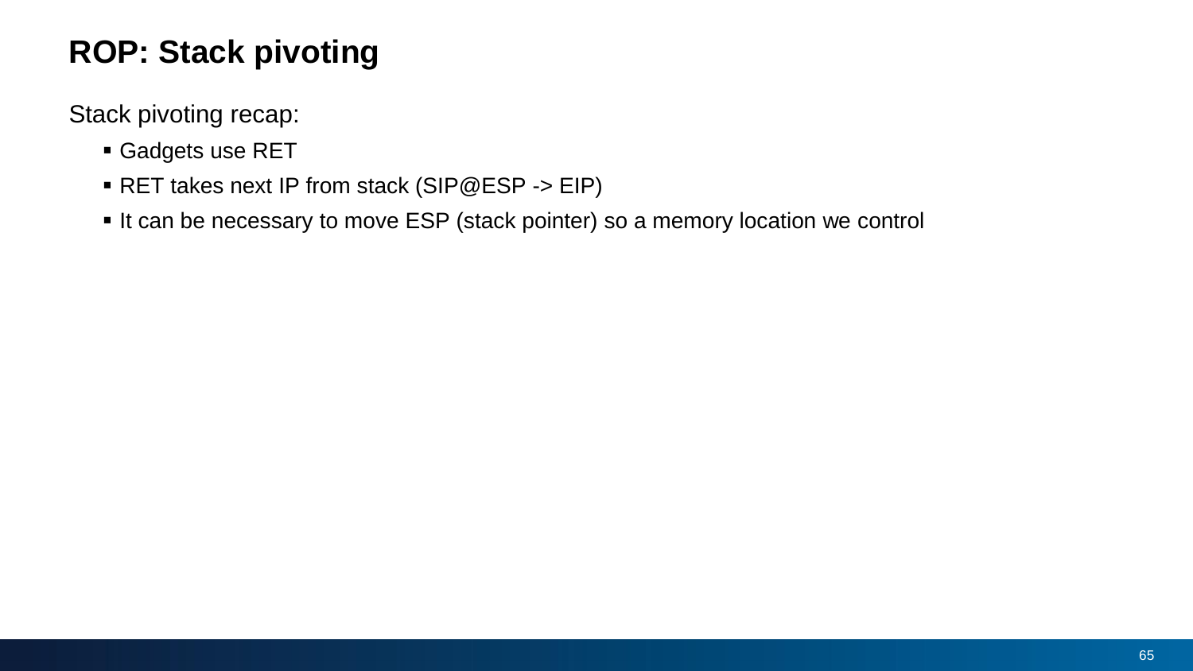# ROP: Stack pivoting

Stack pivoting recap:

- Gadgets use RET
- RET takes next IP from stack (SIP@ESP -> EIP)
- It can be necessary to move ESP (stack pointer) so a memory location we control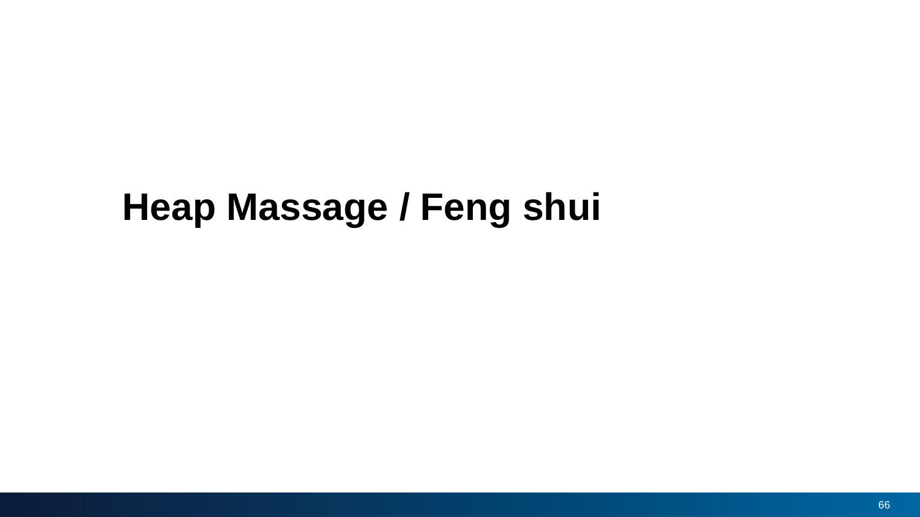# Heap Massage / Feng shui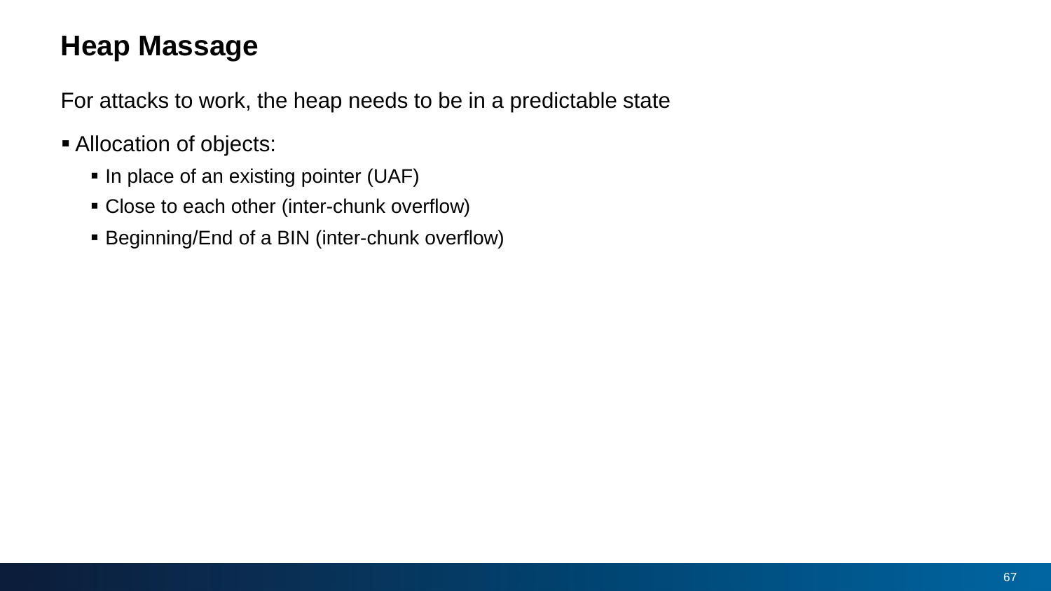# Heap Massage

For attacks to work, the heap needs to be in a predictable state

- Allocation of objects:
  - In place of an existing pointer (UAF)
  - Close to each other (inter-chunk overflow)
  - Beginning/End of a BIN (inter-chunk overflow)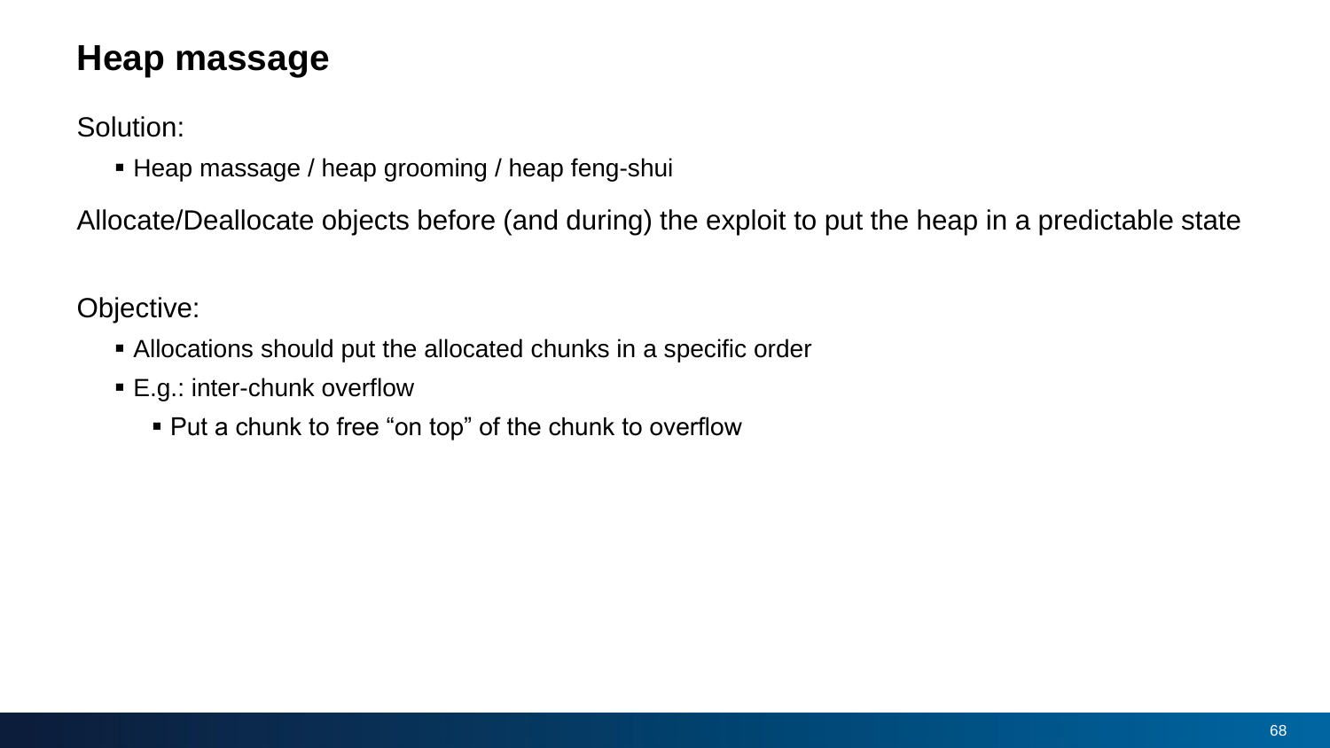# Heap massage

Solution:

- Heap massage / heap grooming / heap feng-shui

Allocate/Deallocate objects before (and during) the exploit to put the heap in a predictable state

Objective:

- Allocations should put the allocated chunks in a specific order
- E.g.: inter-chunk overflow
  - Put a chunk to free “on top” of the chunk to overflow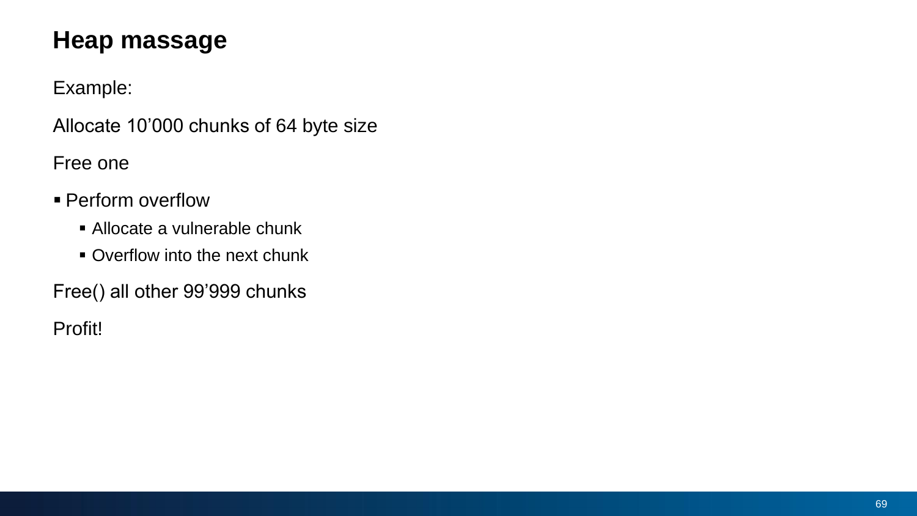# Heap massage

Example:

Allocate 10’000 chunks of 64 byte size

Free one

- Perform overflow
  - Allocate a vulnerable chunk
  - Overflow into the next chunk

Free() all other 99’999 chunks

Profit!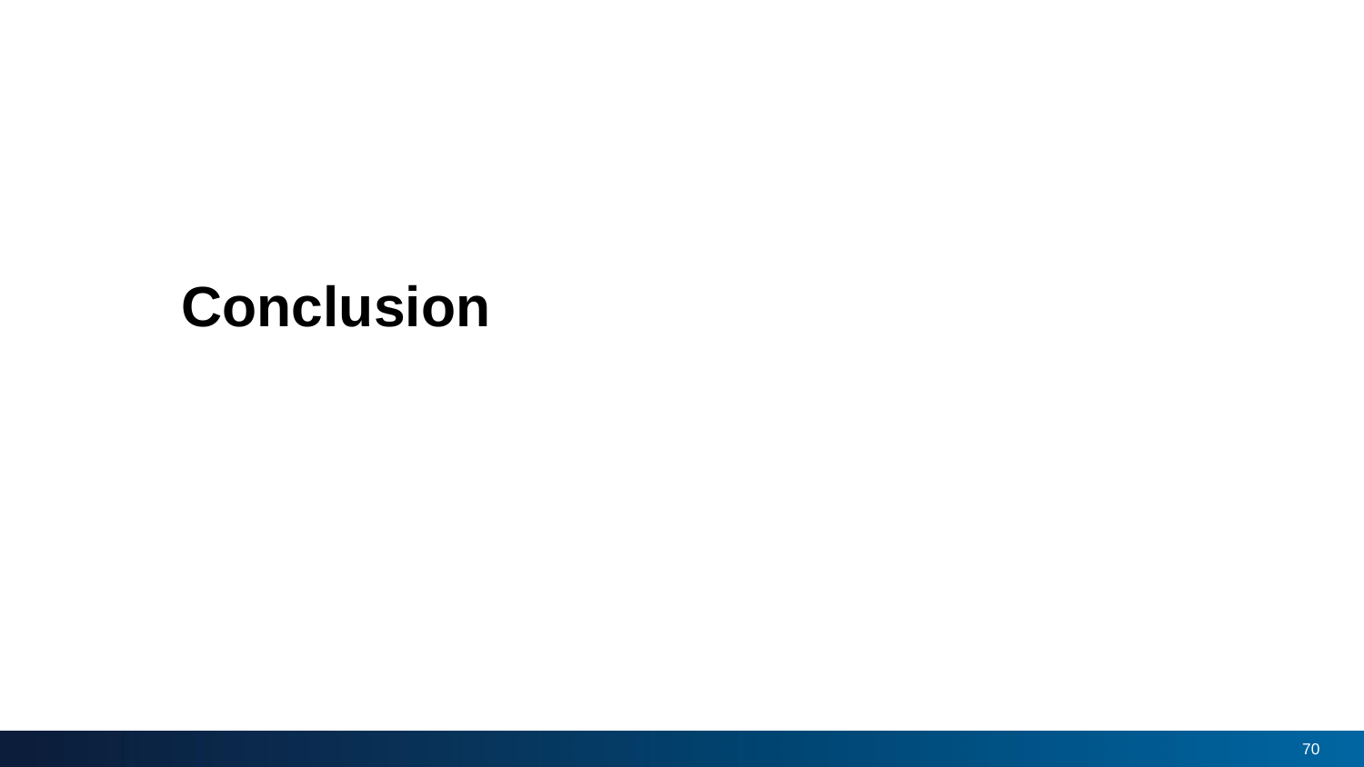# Conclusion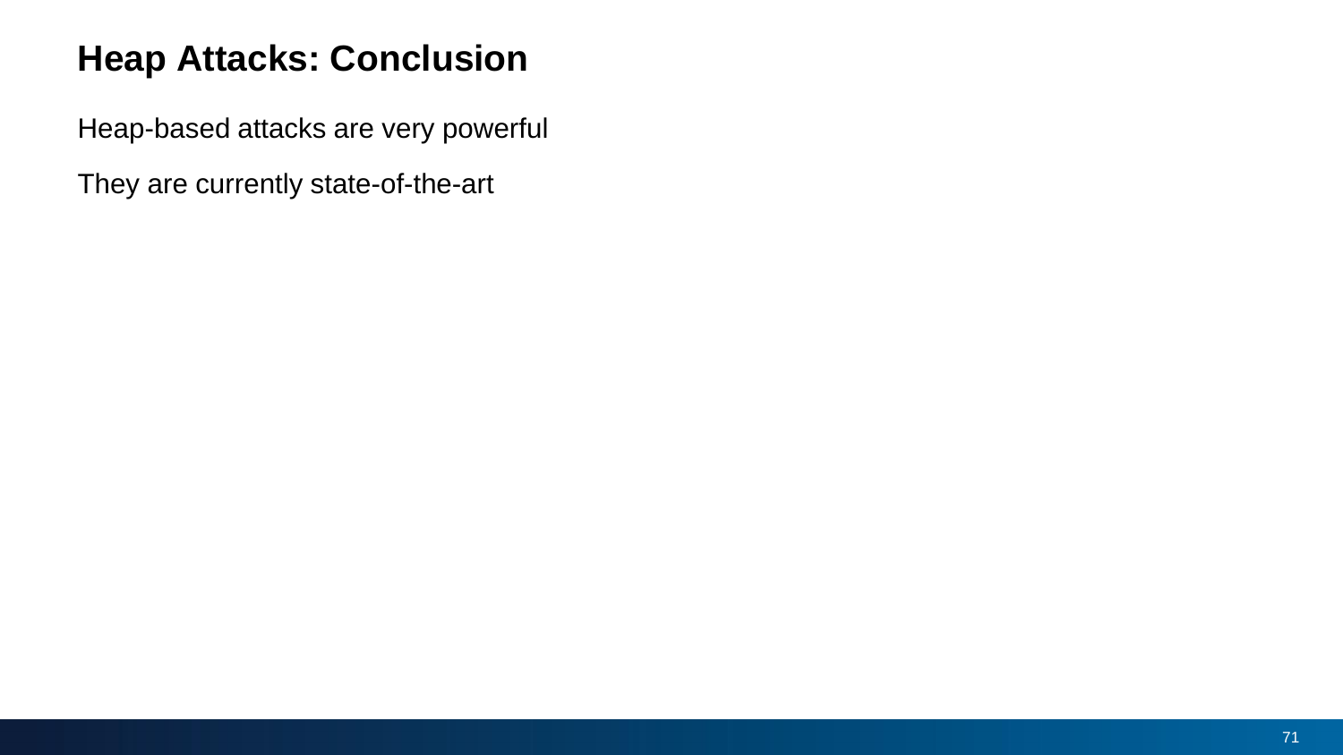# Heap Attacks: Conclusion

Heap-based attacks are very powerful

They are currently state-of-the-art